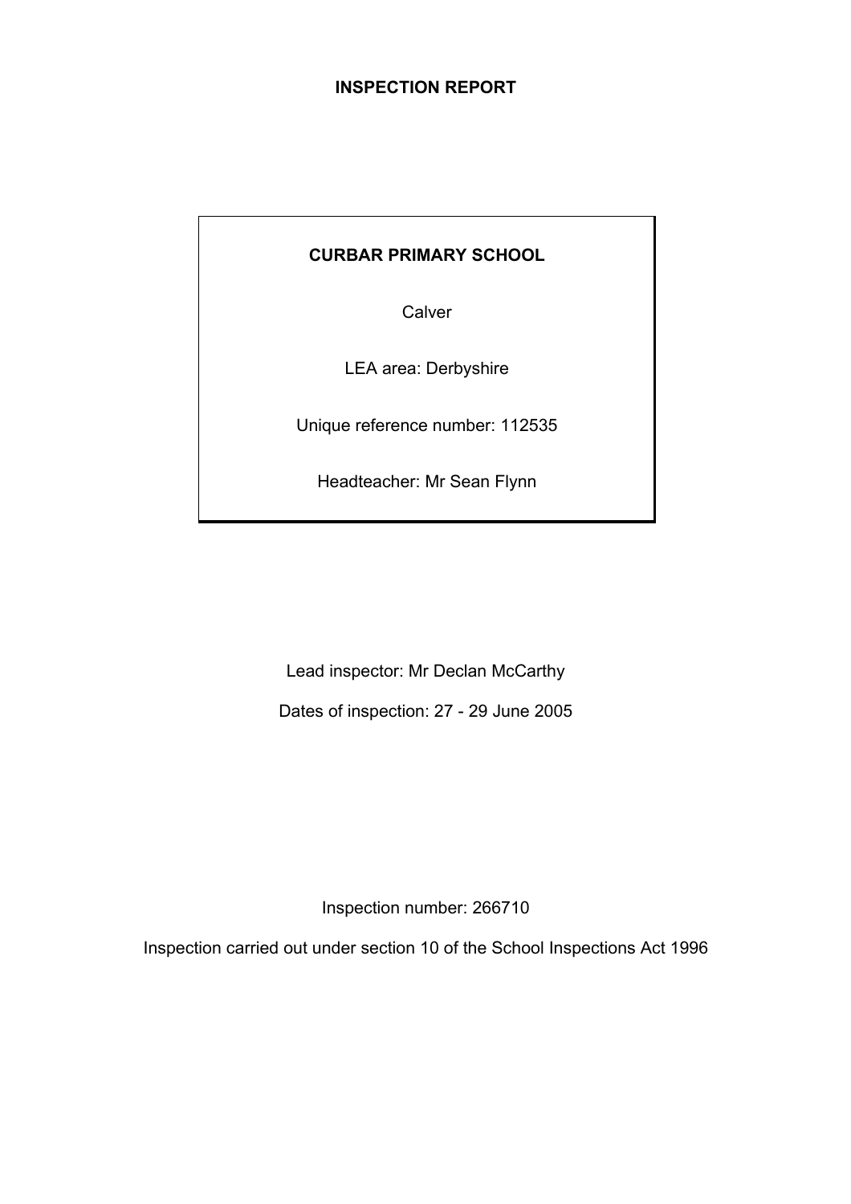# INSPECTION REPORT

**CURBAR PRIMARY SCHOOL**

Calver

LEA area: Derbyshire

Unique reference number: 112535

Headteacher: Mr Sean Flynn

Lead inspector: Mr Declan McCarthy

Dates of inspection: 27 - 29 June 2005

Inspection number: 266710

Inspection carried out under section 10 of the School Inspections Act 1996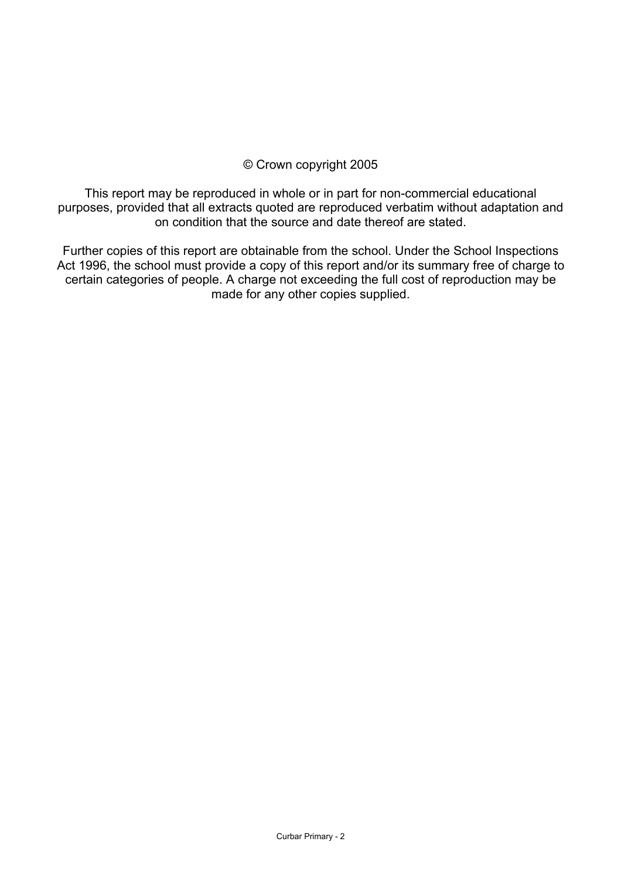© Crown copyright 2005

This report may be reproduced in whole or in part for non-commercial educational purposes, provided that all extracts quoted are reproduced verbatim without adaptation and on condition that the source and date thereof are stated.

Further copies of this report are obtainable from the school. Under the School Inspections Act 1996, the school must provide a copy of this report and/or its summary free of charge to certain categories of people. A charge not exceeding the full cost of reproduction may be made for any other copies supplied.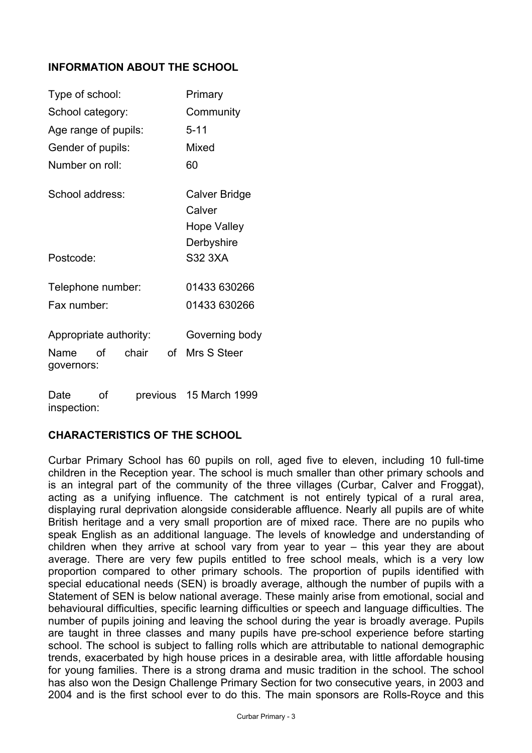## INFORMATION ABOUT THE SCHOOL

| | |
|---|---|
| Type of school: | Primary |
| School category: | Community |
| Age range of pupils: | 5-11 |
| Gender of pupils: | Mixed |
| Number on roll: | 60 |
| School address: | Calver Bridge<br>Calver<br>Hope Valley<br>Derbyshire |
| Postcode: | S32 3XA |
| Telephone number: | 01433 630266 |
| Fax number: | 01433 630266 |
| Appropriate authority: | Governing body |
| Name of chair of governors: | Mrs S Steer |
| Date of previous inspection: | 15 March 1999 |

## CHARACTERISTICS OF THE SCHOOL

Curbar Primary School has 60 pupils on roll, aged five to eleven, including 10 full-time children in the Reception year. The school is much smaller than other primary schools and is an integral part of the community of the three villages (Curbar, Calver and Froggat), acting as a unifying influence. The catchment is not entirely typical of a rural area, displaying rural deprivation alongside considerable affluence. Nearly all pupils are of white British heritage and a very small proportion are of mixed race. There are no pupils who speak English as an additional language. The levels of knowledge and understanding of children when they arrive at school vary from year to year – this year they are about average. There are very few pupils entitled to free school meals, which is a very low proportion compared to other primary schools. The proportion of pupils identified with special educational needs (SEN) is broadly average, although the number of pupils with a Statement of SEN is below national average. These mainly arise from emotional, social and behavioural difficulties, specific learning difficulties or speech and language difficulties. The number of pupils joining and leaving the school during the year is broadly average. Pupils are taught in three classes and many pupils have pre-school experience before starting school. The school is subject to falling rolls which are attributable to national demographic trends, exacerbated by high house prices in a desirable area, with little affordable housing for young families. There is a strong drama and music tradition in the school. The school has also won the Design Challenge Primary Section for two consecutive years, in 2003 and 2004 and is the first school ever to do this. The main sponsors are Rolls-Royce and this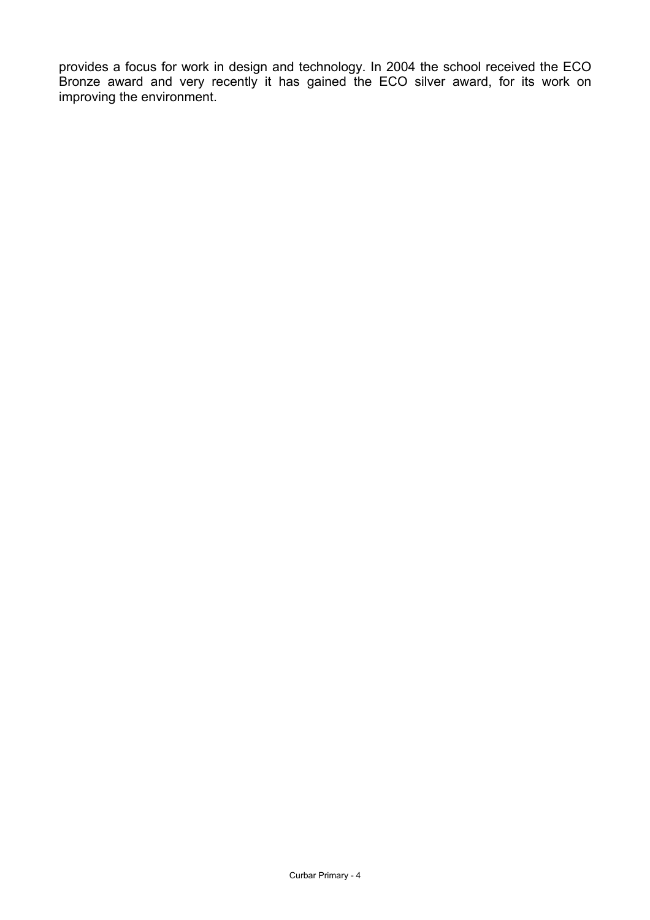provides a focus for work in design and technology. In 2004 the school received the ECO Bronze award and very recently it has gained the ECO silver award, for its work on improving the environment.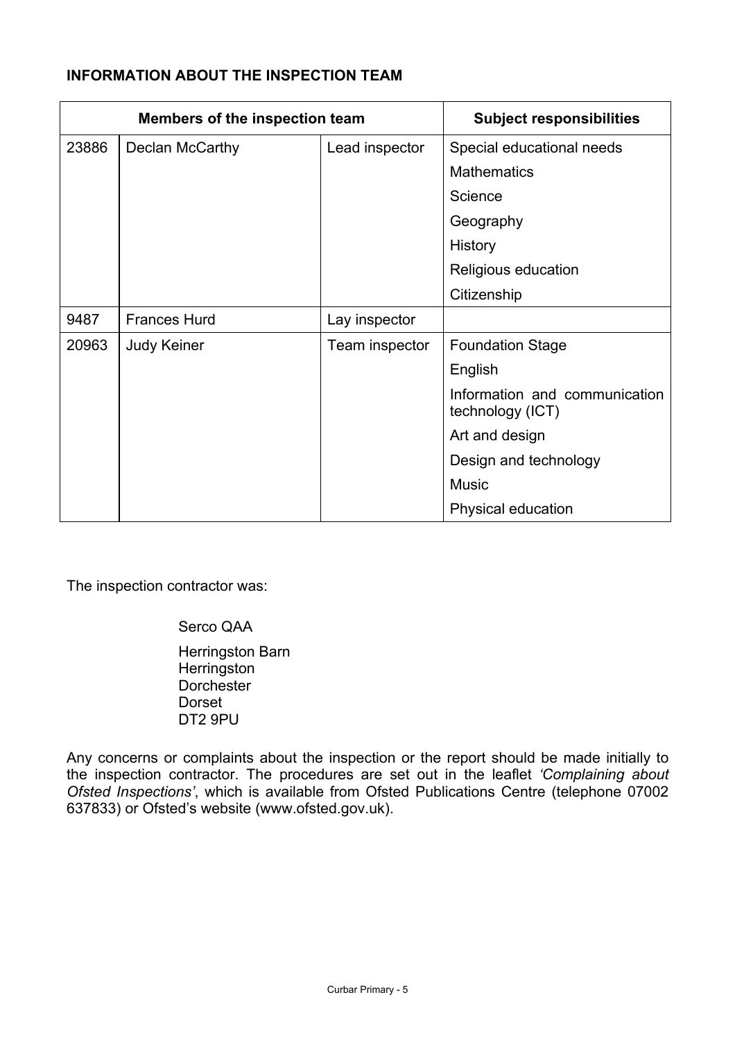## INFORMATION ABOUT THE INSPECTION TEAM

| Members of the inspection team | | | Subject responsibilities |
|---|---|---|---|
| 23886 | Declan McCarthy | Lead inspector | Special educational needs |
| | | | Mathematics |
| | | | Science |
| | | | Geography |
| | | | History |
| | | | Religious education |
| | | | Citizenship |
| 9487 | Frances Hurd | Lay inspector | |
| 20963 | Judy Keiner | Team inspector | Foundation Stage |
| | | | English |
| | | | Information and communication technology (ICT) |
| | | | Art and design |
| | | | Design and technology |
| | | | Music |
| | | | Physical education |

The inspection contractor was:

Serco QAA

Herringston Barn
Herringston
Dorchester
Dorset
DT2 9PU

Any concerns or complaints about the inspection or the report should be made initially to the inspection contractor. The procedures are set out in the leaflet *'Complaining about Ofsted Inspections'*, which is available from Ofsted Publications Centre (telephone 07002 637833) or Ofsted's website (www.ofsted.gov.uk).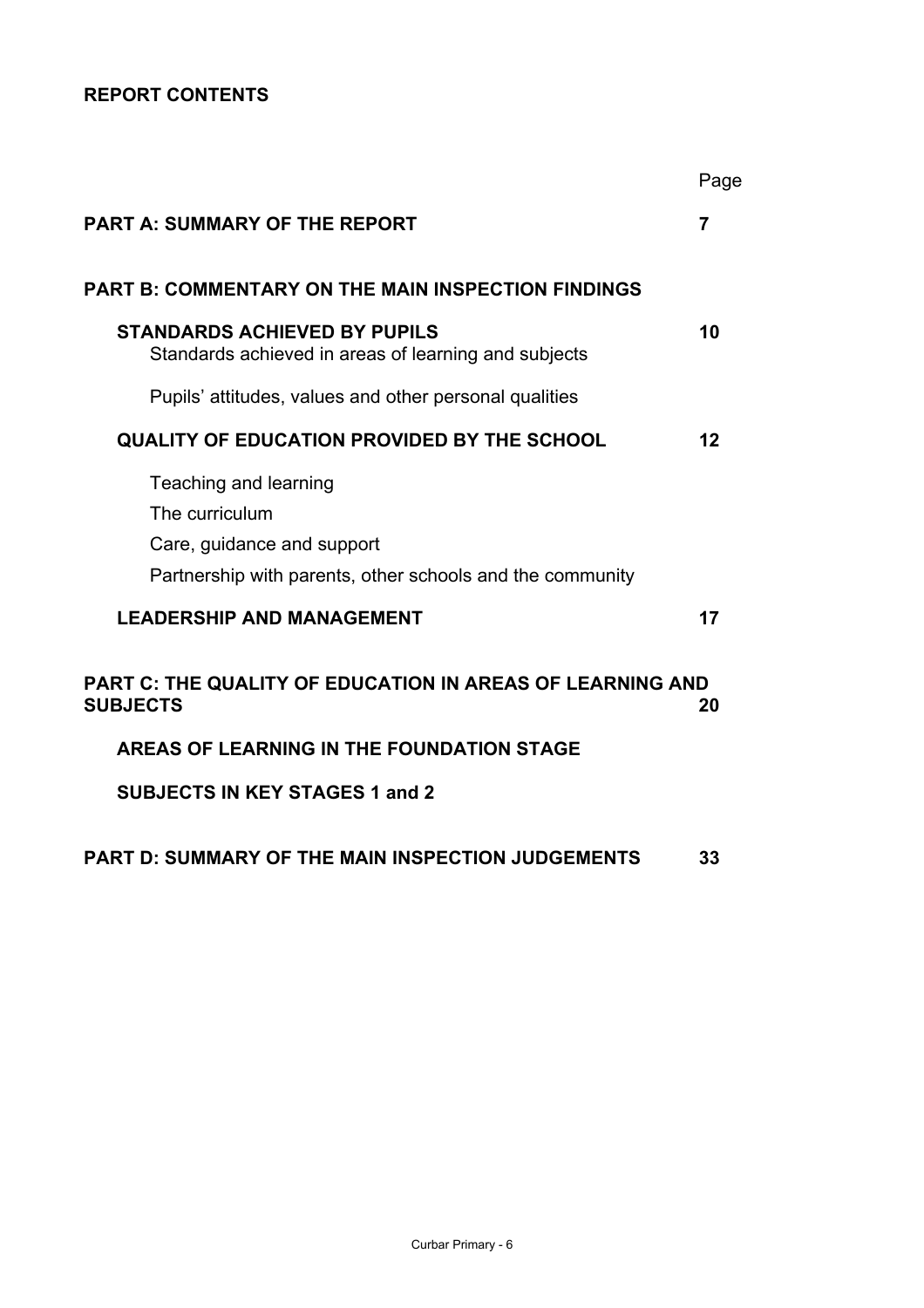**REPORT CONTENTS**

| | Page |
|---|---|
| **PART A: SUMMARY OF THE REPORT** | **7** |
| **PART B: COMMENTARY ON THE MAIN INSPECTION FINDINGS** | |
| **STANDARDS ACHIEVED BY PUPILS** | **10** |
| Standards achieved in areas of learning and subjects | |
| Pupils' attitudes, values and other personal qualities | |
| **QUALITY OF EDUCATION PROVIDED BY THE SCHOOL** | **12** |
| Teaching and learning | |
| The curriculum | |
| Care, guidance and support | |
| Partnership with parents, other schools and the community | |
| **LEADERSHIP AND MANAGEMENT** | **17** |
| **PART C: THE QUALITY OF EDUCATION IN AREAS OF LEARNING AND SUBJECTS** | **20** |
| **AREAS OF LEARNING IN THE FOUNDATION STAGE** | |
| **SUBJECTS IN KEY STAGES 1 and 2** | |
| **PART D: SUMMARY OF THE MAIN INSPECTION JUDGEMENTS** | **33** |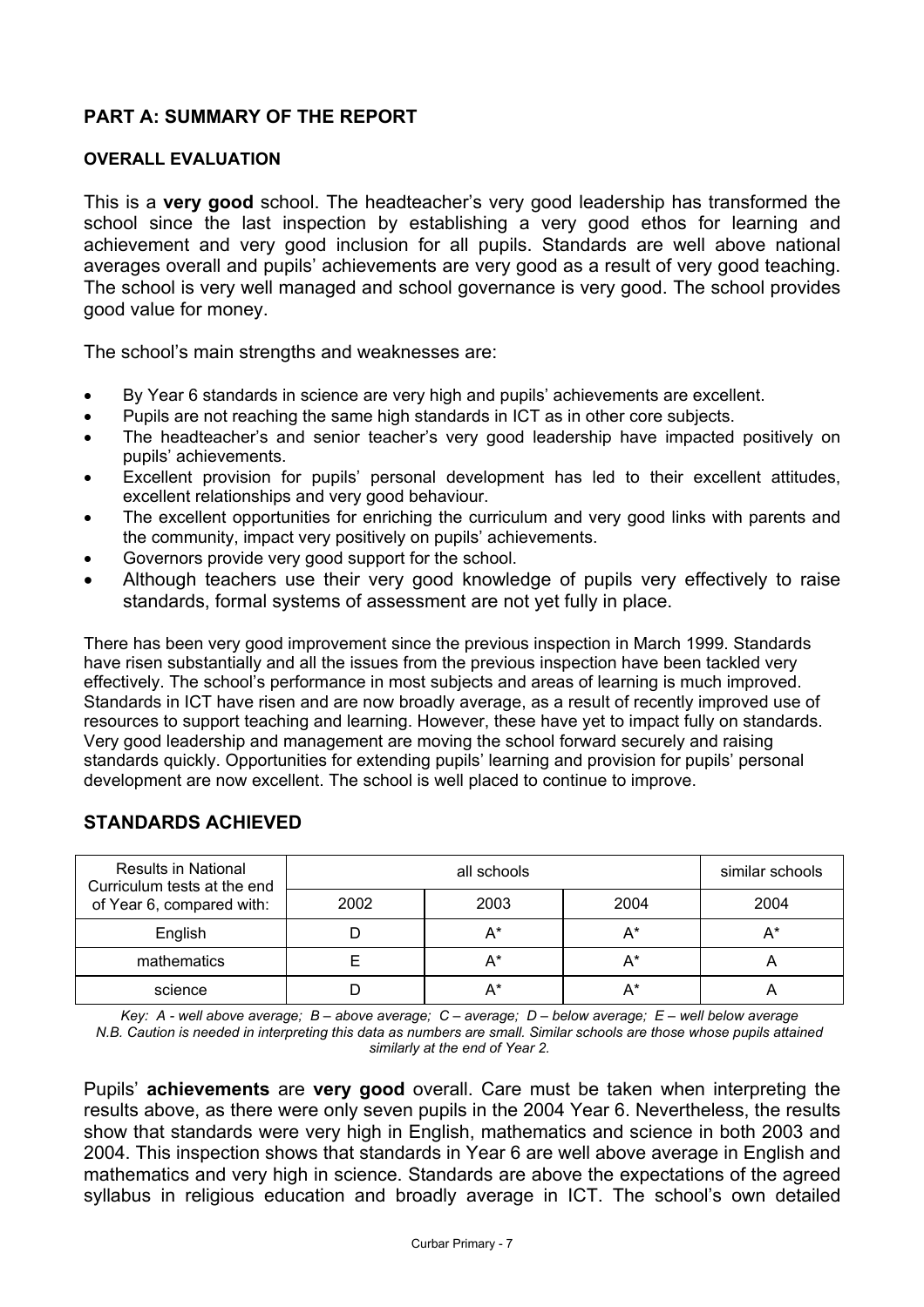## PART A: SUMMARY OF THE REPORT

### OVERALL EVALUATION

This is a **very good** school. The headteacher's very good leadership has transformed the school since the last inspection by establishing a very good ethos for learning and achievement and very good inclusion for all pupils. Standards are well above national averages overall and pupils' achievements are very good as a result of very good teaching. The school is very well managed and school governance is very good. The school provides good value for money.

The school's main strengths and weaknesses are:

- By Year 6 standards in science are very high and pupils' achievements are excellent.
- Pupils are not reaching the same high standards in ICT as in other core subjects.
- The headteacher's and senior teacher's very good leadership have impacted positively on pupils' achievements.
- Excellent provision for pupils' personal development has led to their excellent attitudes, excellent relationships and very good behaviour.
- The excellent opportunities for enriching the curriculum and very good links with parents and the community, impact very positively on pupils' achievements.
- Governors provide very good support for the school.
- Although teachers use their very good knowledge of pupils very effectively to raise standards, formal systems of assessment are not yet fully in place.

There has been very good improvement since the previous inspection in March 1999. Standards have risen substantially and all the issues from the previous inspection have been tackled very effectively. The school's performance in most subjects and areas of learning is much improved. Standards in ICT have risen and are now broadly average, as a result of recently improved use of resources to support teaching and learning. However, these have yet to impact fully on standards. Very good leadership and management are moving the school forward securely and raising standards quickly. Opportunities for extending pupils' learning and provision for pupils' personal development are now excellent. The school is well placed to continue to improve.

## STANDARDS ACHIEVED

| Results in National Curriculum tests at the end of Year 6, compared with: | all schools | | | similar schools |
|---|---|---|---|---|
| | 2002 | 2003 | 2004 | 2004 |
| English | D | A* | A* | A* |
| mathematics | E | A* | A* | A |
| science | D | A* | A* | A |

*Key: A - well above average; B – above average; C – average; D – below average; E – well below average*
*N.B. Caution is needed in interpreting this data as numbers are small. Similar schools are those whose pupils attained similarly at the end of Year 2.*

Pupils' **achievements** are **very good** overall. Care must be taken when interpreting the results above, as there were only seven pupils in the 2004 Year 6. Nevertheless, the results show that standards were very high in English, mathematics and science in both 2003 and 2004. This inspection shows that standards in Year 6 are well above average in English and mathematics and very high in science. Standards are above the expectations of the agreed syllabus in religious education and broadly average in ICT. The school's own detailed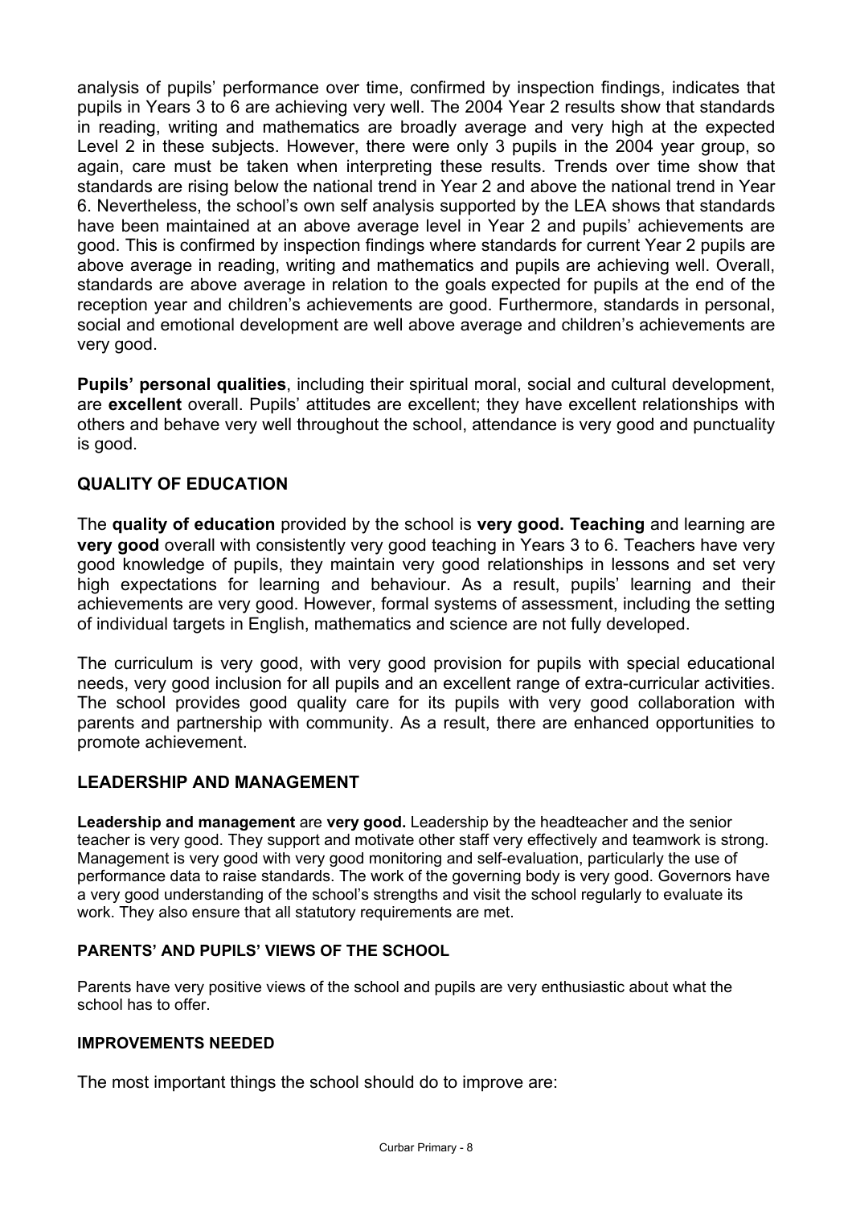analysis of pupils' performance over time, confirmed by inspection findings, indicates that pupils in Years 3 to 6 are achieving very well. The 2004 Year 2 results show that standards in reading, writing and mathematics are broadly average and very high at the expected Level 2 in these subjects. However, there were only 3 pupils in the 2004 year group, so again, care must be taken when interpreting these results. Trends over time show that standards are rising below the national trend in Year 2 and above the national trend in Year 6. Nevertheless, the school's own self analysis supported by the LEA shows that standards have been maintained at an above average level in Year 2 and pupils' achievements are good. This is confirmed by inspection findings where standards for current Year 2 pupils are above average in reading, writing and mathematics and pupils are achieving well. Overall, standards are above average in relation to the goals expected for pupils at the end of the reception year and children's achievements are good. Furthermore, standards in personal, social and emotional development are well above average and children's achievements are very good.

**Pupils' personal qualities**, including their spiritual moral, social and cultural development, are **excellent** overall. Pupils' attitudes are excellent; they have excellent relationships with others and behave very well throughout the school, attendance is very good and punctuality is good.

## QUALITY OF EDUCATION

The **quality of education** provided by the school is **very good. Teaching** and learning are **very good** overall with consistently very good teaching in Years 3 to 6. Teachers have very good knowledge of pupils, they maintain very good relationships in lessons and set very high expectations for learning and behaviour. As a result, pupils' learning and their achievements are very good. However, formal systems of assessment, including the setting of individual targets in English, mathematics and science are not fully developed.

The curriculum is very good, with very good provision for pupils with special educational needs, very good inclusion for all pupils and an excellent range of extra-curricular activities. The school provides good quality care for its pupils with very good collaboration with parents and partnership with community. As a result, there are enhanced opportunities to promote achievement.

## LEADERSHIP AND MANAGEMENT

**Leadership and management** are **very good.** Leadership by the headteacher and the senior teacher is very good. They support and motivate other staff very effectively and teamwork is strong. Management is very good with very good monitoring and self-evaluation, particularly the use of performance data to raise standards. The work of the governing body is very good. Governors have a very good understanding of the school's strengths and visit the school regularly to evaluate its work. They also ensure that all statutory requirements are met.

### PARENTS' AND PUPILS' VIEWS OF THE SCHOOL

Parents have very positive views of the school and pupils are very enthusiastic about what the school has to offer.

### IMPROVEMENTS NEEDED

The most important things the school should do to improve are: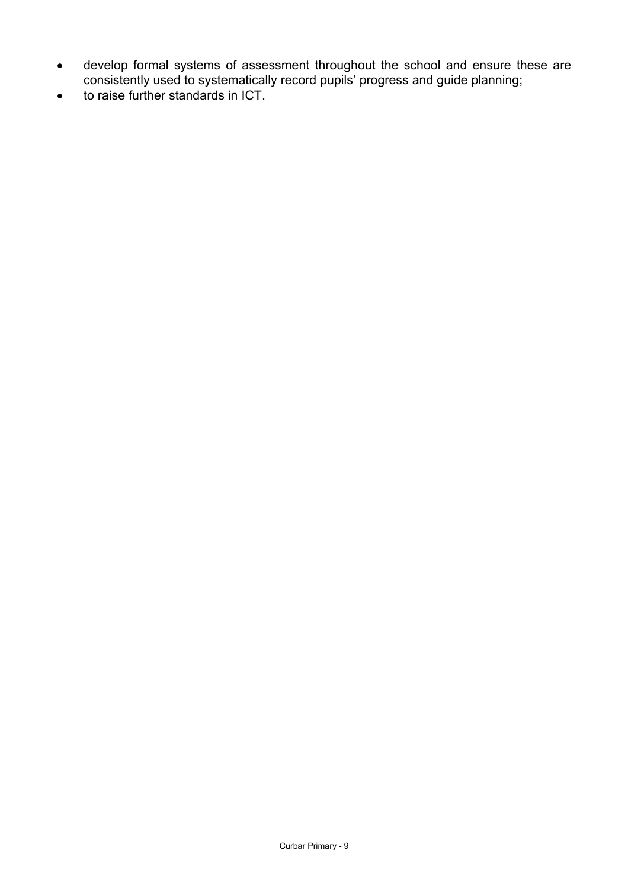- develop formal systems of assessment throughout the school and ensure these are consistently used to systematically record pupils' progress and guide planning;
- to raise further standards in ICT.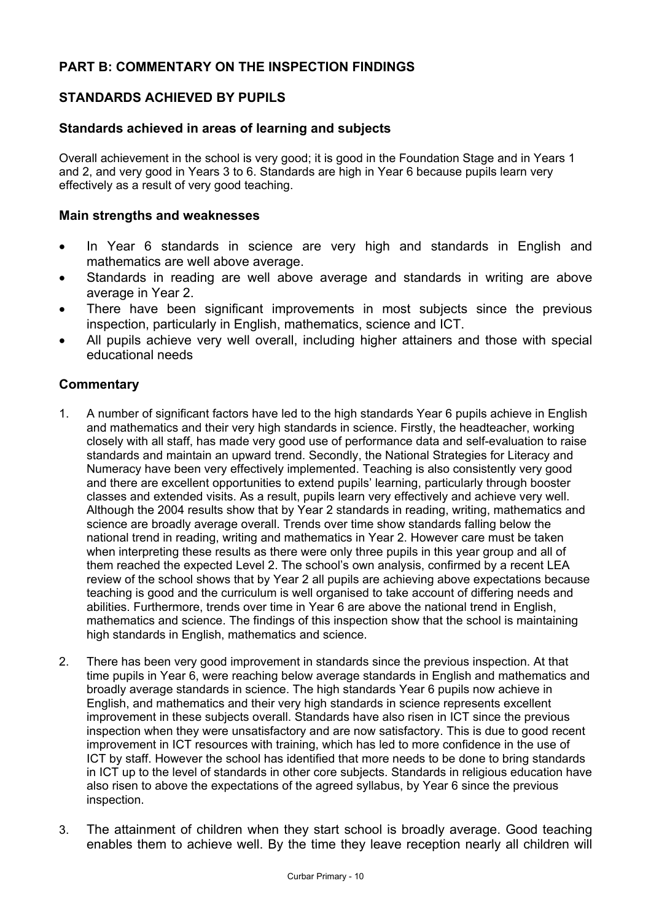## PART B: COMMENTARY ON THE INSPECTION FINDINGS

## STANDARDS ACHIEVED BY PUPILS

### Standards achieved in areas of learning and subjects

Overall achievement in the school is very good; it is good in the Foundation Stage and in Years 1 and 2, and very good in Years 3 to 6. Standards are high in Year 6 because pupils learn very effectively as a result of very good teaching.

### Main strengths and weaknesses

- In Year 6 standards in science are very high and standards in English and mathematics are well above average.
- Standards in reading are well above average and standards in writing are above average in Year 2.
- There have been significant improvements in most subjects since the previous inspection, particularly in English, mathematics, science and ICT.
- All pupils achieve very well overall, including higher attainers and those with special educational needs

### Commentary

1. A number of significant factors have led to the high standards Year 6 pupils achieve in English and mathematics and their very high standards in science. Firstly, the headteacher, working closely with all staff, has made very good use of performance data and self-evaluation to raise standards and maintain an upward trend. Secondly, the National Strategies for Literacy and Numeracy have been very effectively implemented. Teaching is also consistently very good and there are excellent opportunities to extend pupils' learning, particularly through booster classes and extended visits. As a result, pupils learn very effectively and achieve very well. Although the 2004 results show that by Year 2 standards in reading, writing, mathematics and science are broadly average overall. Trends over time show standards falling below the national trend in reading, writing and mathematics in Year 2. However care must be taken when interpreting these results as there were only three pupils in this year group and all of them reached the expected Level 2. The school's own analysis, confirmed by a recent LEA review of the school shows that by Year 2 all pupils are achieving above expectations because teaching is good and the curriculum is well organised to take account of differing needs and abilities. Furthermore, trends over time in Year 6 are above the national trend in English, mathematics and science. The findings of this inspection show that the school is maintaining high standards in English, mathematics and science.

2. There has been very good improvement in standards since the previous inspection. At that time pupils in Year 6, were reaching below average standards in English and mathematics and broadly average standards in science. The high standards Year 6 pupils now achieve in English, and mathematics and their very high standards in science represents excellent improvement in these subjects overall. Standards have also risen in ICT since the previous inspection when they were unsatisfactory and are now satisfactory. This is due to good recent improvement in ICT resources with training, which has led to more confidence in the use of ICT by staff. However the school has identified that more needs to be done to bring standards in ICT up to the level of standards in other core subjects. Standards in religious education have also risen to above the expectations of the agreed syllabus, by Year 6 since the previous inspection.

3. The attainment of children when they start school is broadly average. Good teaching enables them to achieve well. By the time they leave reception nearly all children will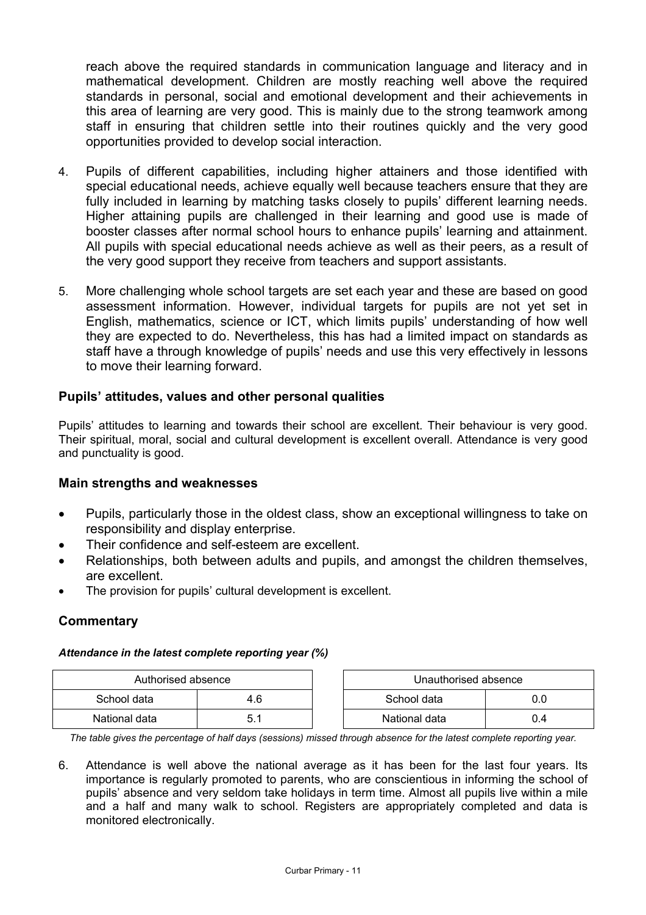reach above the required standards in communication language and literacy and in mathematical development. Children are mostly reaching well above the required standards in personal, social and emotional development and their achievements in this area of learning are very good. This is mainly due to the strong teamwork among staff in ensuring that children settle into their routines quickly and the very good opportunities provided to develop social interaction.

4. Pupils of different capabilities, including higher attainers and those identified with special educational needs, achieve equally well because teachers ensure that they are fully included in learning by matching tasks closely to pupils' different learning needs. Higher attaining pupils are challenged in their learning and good use is made of booster classes after normal school hours to enhance pupils' learning and attainment. All pupils with special educational needs achieve as well as their peers, as a result of the very good support they receive from teachers and support assistants.

5. More challenging whole school targets are set each year and these are based on good assessment information. However, individual targets for pupils are not yet set in English, mathematics, science or ICT, which limits pupils' understanding of how well they are expected to do. Nevertheless, this has had a limited impact on standards as staff have a through knowledge of pupils' needs and use this very effectively in lessons to move their learning forward.

### Pupils' attitudes, values and other personal qualities

Pupils' attitudes to learning and towards their school are excellent. Their behaviour is very good. Their spiritual, moral, social and cultural development is excellent overall. Attendance is very good and punctuality is good.

### Main strengths and weaknesses

- Pupils, particularly those in the oldest class, show an exceptional willingness to take on responsibility and display enterprise.
- Their confidence and self-esteem are excellent.
- Relationships, both between adults and pupils, and amongst the children themselves, are excellent.
- The provision for pupils' cultural development is excellent.

### Commentary

***Attendance in the latest complete reporting year (%)***

| Authorised absence | |
|---|---|
| School data | 4.6 |
| National data | 5.1 |

| Unauthorised absence | |
|---|---|
| School data | 0.0 |
| National data | 0.4 |

*The table gives the percentage of half days (sessions) missed through absence for the latest complete reporting year.*

6. Attendance is well above the national average as it has been for the last four years. Its importance is regularly promoted to parents, who are conscientious in informing the school of pupils' absence and very seldom take holidays in term time. Almost all pupils live within a mile and a half and many walk to school. Registers are appropriately completed and data is monitored electronically.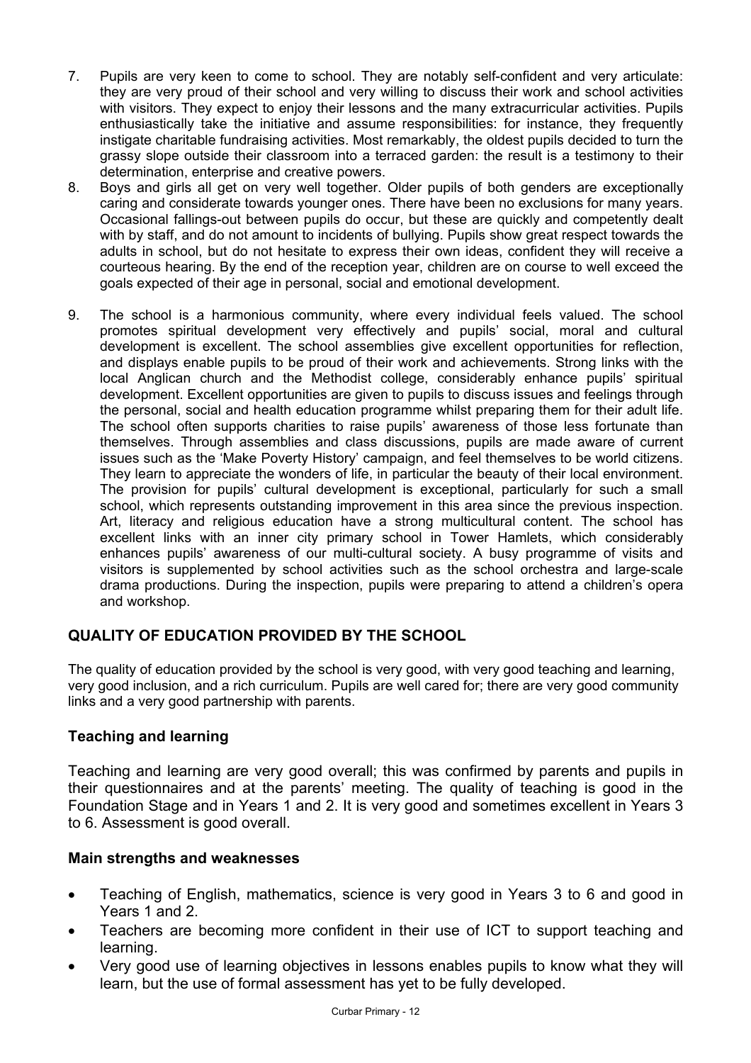7. Pupils are very keen to come to school. They are notably self-confident and very articulate: they are very proud of their school and very willing to discuss their work and school activities with visitors. They expect to enjoy their lessons and the many extracurricular activities. Pupils enthusiastically take the initiative and assume responsibilities: for instance, they frequently instigate charitable fundraising activities. Most remarkably, the oldest pupils decided to turn the grassy slope outside their classroom into a terraced garden: the result is a testimony to their determination, enterprise and creative powers.
8. Boys and girls all get on very well together. Older pupils of both genders are exceptionally caring and considerate towards younger ones. There have been no exclusions for many years. Occasional fallings-out between pupils do occur, but these are quickly and competently dealt with by staff, and do not amount to incidents of bullying. Pupils show great respect towards the adults in school, but do not hesitate to express their own ideas, confident they will receive a courteous hearing. By the end of the reception year, children are on course to well exceed the goals expected of their age in personal, social and emotional development.
9. The school is a harmonious community, where every individual feels valued. The school promotes spiritual development very effectively and pupils' social, moral and cultural development is excellent. The school assemblies give excellent opportunities for reflection, and displays enable pupils to be proud of their work and achievements. Strong links with the local Anglican church and the Methodist college, considerably enhance pupils' spiritual development. Excellent opportunities are given to pupils to discuss issues and feelings through the personal, social and health education programme whilst preparing them for their adult life. The school often supports charities to raise pupils' awareness of those less fortunate than themselves. Through assemblies and class discussions, pupils are made aware of current issues such as the 'Make Poverty History' campaign, and feel themselves to be world citizens. They learn to appreciate the wonders of life, in particular the beauty of their local environment. The provision for pupils' cultural development is exceptional, particularly for such a small school, which represents outstanding improvement in this area since the previous inspection. Art, literacy and religious education have a strong multicultural content. The school has excellent links with an inner city primary school in Tower Hamlets, which considerably enhances pupils' awareness of our multi-cultural society. A busy programme of visits and visitors is supplemented by school activities such as the school orchestra and large-scale drama productions. During the inspection, pupils were preparing to attend a children's opera and workshop.

## QUALITY OF EDUCATION PROVIDED BY THE SCHOOL

The quality of education provided by the school is very good, with very good teaching and learning, very good inclusion, and a rich curriculum. Pupils are well cared for; there are very good community links and a very good partnership with parents.

### Teaching and learning

Teaching and learning are very good overall; this was confirmed by parents and pupils in their questionnaires and at the parents' meeting. The quality of teaching is good in the Foundation Stage and in Years 1 and 2. It is very good and sometimes excellent in Years 3 to 6. Assessment is good overall.

### Main strengths and weaknesses

- Teaching of English, mathematics, science is very good in Years 3 to 6 and good in Years 1 and 2.
- Teachers are becoming more confident in their use of ICT to support teaching and learning.
- Very good use of learning objectives in lessons enables pupils to know what they will learn, but the use of formal assessment has yet to be fully developed.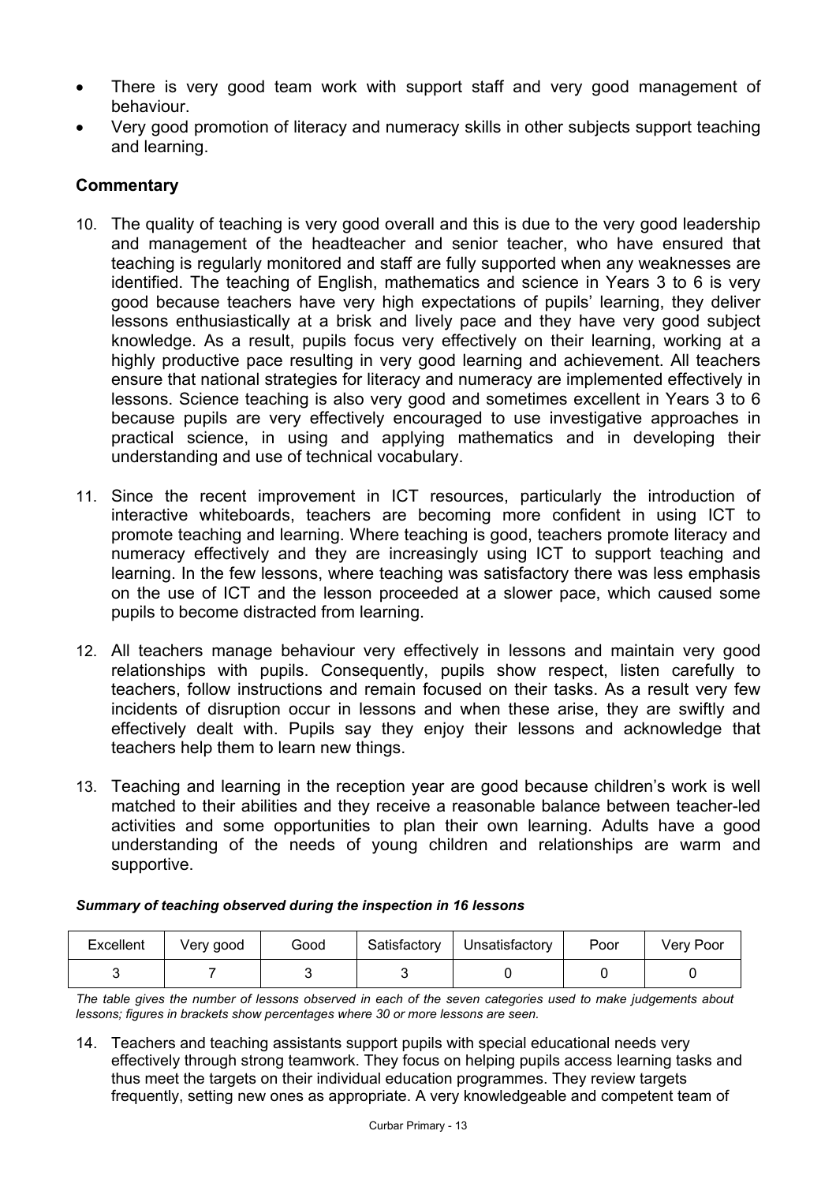- There is very good team work with support staff and very good management of behaviour.
- Very good promotion of literacy and numeracy skills in other subjects support teaching and learning.

### Commentary

10. The quality of teaching is very good overall and this is due to the very good leadership and management of the headteacher and senior teacher, who have ensured that teaching is regularly monitored and staff are fully supported when any weaknesses are identified. The teaching of English, mathematics and science in Years 3 to 6 is very good because teachers have very high expectations of pupils' learning, they deliver lessons enthusiastically at a brisk and lively pace and they have very good subject knowledge. As a result, pupils focus very effectively on their learning, working at a highly productive pace resulting in very good learning and achievement. All teachers ensure that national strategies for literacy and numeracy are implemented effectively in lessons. Science teaching is also very good and sometimes excellent in Years 3 to 6 because pupils are very effectively encouraged to use investigative approaches in practical science, in using and applying mathematics and in developing their understanding and use of technical vocabulary.

11. Since the recent improvement in ICT resources, particularly the introduction of interactive whiteboards, teachers are becoming more confident in using ICT to promote teaching and learning. Where teaching is good, teachers promote literacy and numeracy effectively and they are increasingly using ICT to support teaching and learning. In the few lessons, where teaching was satisfactory there was less emphasis on the use of ICT and the lesson proceeded at a slower pace, which caused some pupils to become distracted from learning.

12. All teachers manage behaviour very effectively in lessons and maintain very good relationships with pupils. Consequently, pupils show respect, listen carefully to teachers, follow instructions and remain focused on their tasks. As a result very few incidents of disruption occur in lessons and when these arise, they are swiftly and effectively dealt with. Pupils say they enjoy their lessons and acknowledge that teachers help them to learn new things.

13. Teaching and learning in the reception year are good because children's work is well matched to their abilities and they receive a reasonable balance between teacher-led activities and some opportunities to plan their own learning. Adults have a good understanding of the needs of young children and relationships are warm and supportive.

***Summary of teaching observed during the inspection in 16 lessons***

| Excellent | Very good | Good | Satisfactory | Unsatisfactory | Poor | Very Poor |
|---|---|---|---|---|---|---|
| 3 | 7 | 3 | 3 | 0 | 0 | 0 |

*The table gives the number of lessons observed in each of the seven categories used to make judgements about lessons; figures in brackets show percentages where 30 or more lessons are seen.*

14. Teachers and teaching assistants support pupils with special educational needs very effectively through strong teamwork. They focus on helping pupils access learning tasks and thus meet the targets on their individual education programmes. They review targets frequently, setting new ones as appropriate. A very knowledgeable and competent team of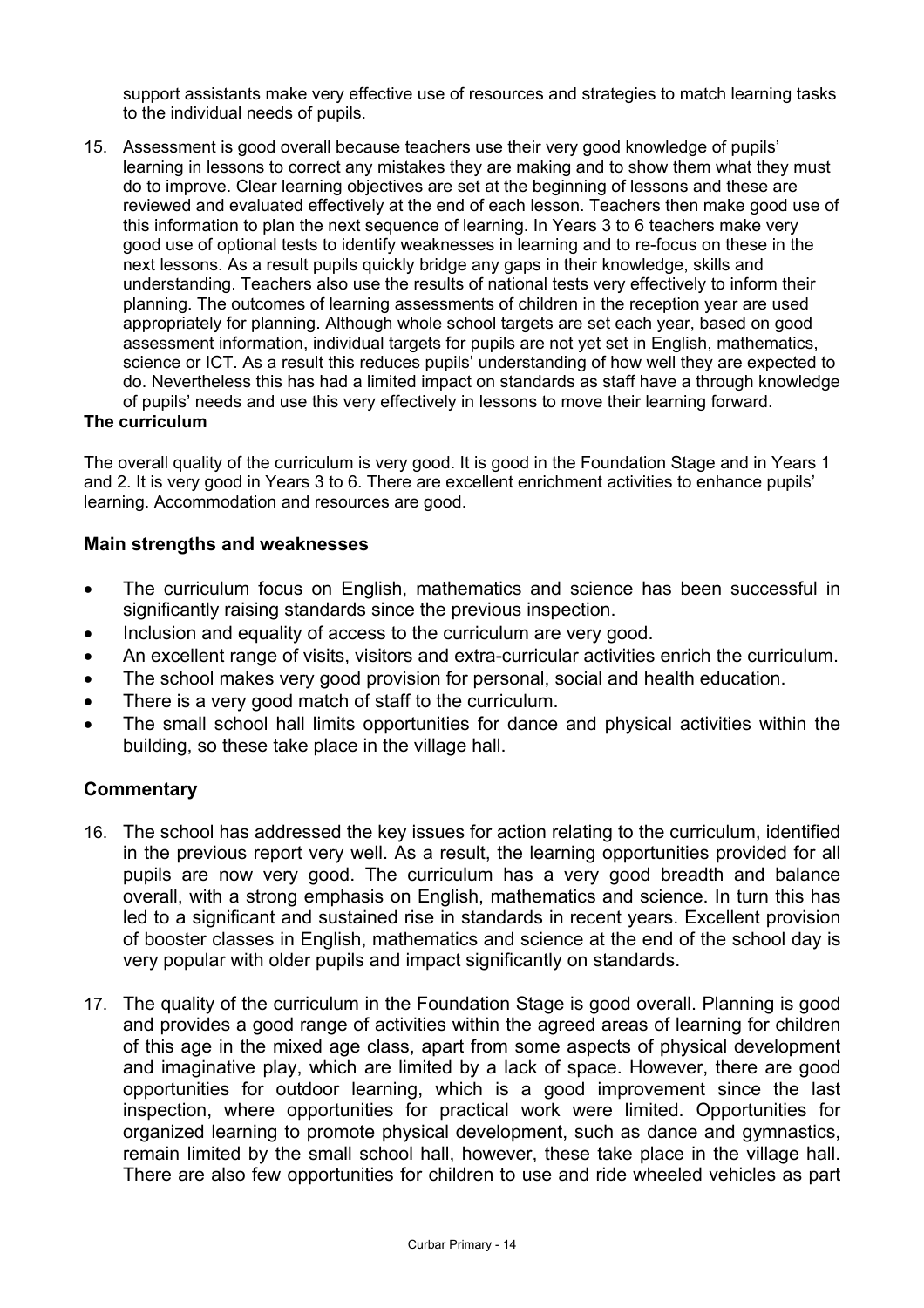support assistants make very effective use of resources and strategies to match learning tasks to the individual needs of pupils.

15. Assessment is good overall because teachers use their very good knowledge of pupils' learning in lessons to correct any mistakes they are making and to show them what they must do to improve. Clear learning objectives are set at the beginning of lessons and these are reviewed and evaluated effectively at the end of each lesson. Teachers then make good use of this information to plan the next sequence of learning. In Years 3 to 6 teachers make very good use of optional tests to identify weaknesses in learning and to re-focus on these in the next lessons. As a result pupils quickly bridge any gaps in their knowledge, skills and understanding. Teachers also use the results of national tests very effectively to inform their planning. The outcomes of learning assessments of children in the reception year are used appropriately for planning. Although whole school targets are set each year, based on good assessment information, individual targets for pupils are not yet set in English, mathematics, science or ICT. As a result this reduces pupils' understanding of how well they are expected to do. Nevertheless this has had a limited impact on standards as staff have a through knowledge of pupils' needs and use this very effectively in lessons to move their learning forward.

**The curriculum**

The overall quality of the curriculum is very good. It is good in the Foundation Stage and in Years 1 and 2. It is very good in Years 3 to 6. There are excellent enrichment activities to enhance pupils' learning. Accommodation and resources are good.

### Main strengths and weaknesses

- The curriculum focus on English, mathematics and science has been successful in significantly raising standards since the previous inspection.
- Inclusion and equality of access to the curriculum are very good.
- An excellent range of visits, visitors and extra-curricular activities enrich the curriculum.
- The school makes very good provision for personal, social and health education.
- There is a very good match of staff to the curriculum.
- The small school hall limits opportunities for dance and physical activities within the building, so these take place in the village hall.

### Commentary

16. The school has addressed the key issues for action relating to the curriculum, identified in the previous report very well. As a result, the learning opportunities provided for all pupils are now very good. The curriculum has a very good breadth and balance overall, with a strong emphasis on English, mathematics and science. In turn this has led to a significant and sustained rise in standards in recent years. Excellent provision of booster classes in English, mathematics and science at the end of the school day is very popular with older pupils and impact significantly on standards.

17. The quality of the curriculum in the Foundation Stage is good overall. Planning is good and provides a good range of activities within the agreed areas of learning for children of this age in the mixed age class, apart from some aspects of physical development and imaginative play, which are limited by a lack of space. However, there are good opportunities for outdoor learning, which is a good improvement since the last inspection, where opportunities for practical work were limited. Opportunities for organized learning to promote physical development, such as dance and gymnastics, remain limited by the small school hall, however, these take place in the village hall. There are also few opportunities for children to use and ride wheeled vehicles as part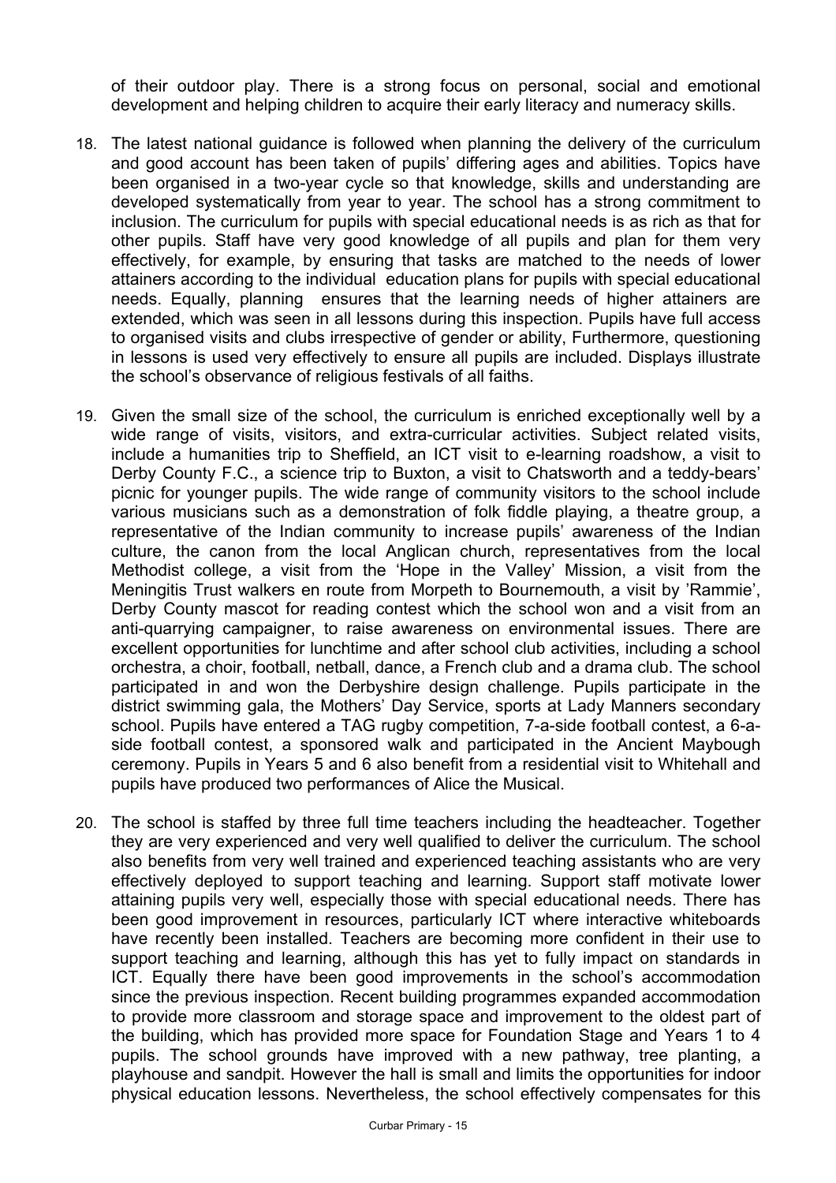of their outdoor play. There is a strong focus on personal, social and emotional development and helping children to acquire their early literacy and numeracy skills.

18. The latest national guidance is followed when planning the delivery of the curriculum and good account has been taken of pupils' differing ages and abilities. Topics have been organised in a two-year cycle so that knowledge, skills and understanding are developed systematically from year to year. The school has a strong commitment to inclusion. The curriculum for pupils with special educational needs is as rich as that for other pupils. Staff have very good knowledge of all pupils and plan for them very effectively, for example, by ensuring that tasks are matched to the needs of lower attainers according to the individual education plans for pupils with special educational needs. Equally, planning ensures that the learning needs of higher attainers are extended, which was seen in all lessons during this inspection. Pupils have full access to organised visits and clubs irrespective of gender or ability, Furthermore, questioning in lessons is used very effectively to ensure all pupils are included. Displays illustrate the school's observance of religious festivals of all faiths.

19. Given the small size of the school, the curriculum is enriched exceptionally well by a wide range of visits, visitors, and extra-curricular activities. Subject related visits, include a humanities trip to Sheffield, an ICT visit to e-learning roadshow, a visit to Derby County F.C., a science trip to Buxton, a visit to Chatsworth and a teddy-bears' picnic for younger pupils. The wide range of community visitors to the school include various musicians such as a demonstration of folk fiddle playing, a theatre group, a representative of the Indian community to increase pupils' awareness of the Indian culture, the canon from the local Anglican church, representatives from the local Methodist college, a visit from the 'Hope in the Valley' Mission, a visit from the Meningitis Trust walkers en route from Morpeth to Bournemouth, a visit by 'Rammie', Derby County mascot for reading contest which the school won and a visit from an anti-quarrying campaigner, to raise awareness on environmental issues. There are excellent opportunities for lunchtime and after school club activities, including a school orchestra, a choir, football, netball, dance, a French club and a drama club. The school participated in and won the Derbyshire design challenge. Pupils participate in the district swimming gala, the Mothers' Day Service, sports at Lady Manners secondary school. Pupils have entered a TAG rugby competition, 7-a-side football contest, a 6-a-side football contest, a sponsored walk and participated in the Ancient Maybough ceremony. Pupils in Years 5 and 6 also benefit from a residential visit to Whitehall and pupils have produced two performances of Alice the Musical.

20. The school is staffed by three full time teachers including the headteacher. Together they are very experienced and very well qualified to deliver the curriculum. The school also benefits from very well trained and experienced teaching assistants who are very effectively deployed to support teaching and learning. Support staff motivate lower attaining pupils very well, especially those with special educational needs. There has been good improvement in resources, particularly ICT where interactive whiteboards have recently been installed. Teachers are becoming more confident in their use to support teaching and learning, although this has yet to fully impact on standards in ICT. Equally there have been good improvements in the school's accommodation since the previous inspection. Recent building programmes expanded accommodation to provide more classroom and storage space and improvement to the oldest part of the building, which has provided more space for Foundation Stage and Years 1 to 4 pupils. The school grounds have improved with a new pathway, tree planting, a playhouse and sandpit. However the hall is small and limits the opportunities for indoor physical education lessons. Nevertheless, the school effectively compensates for this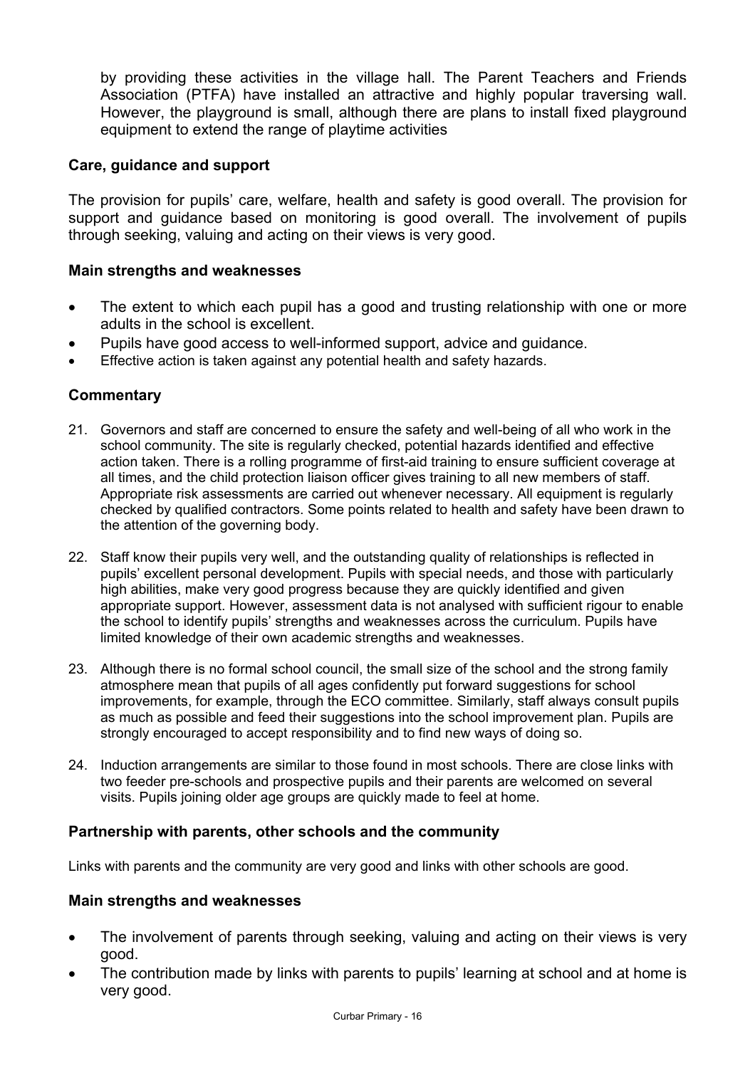by providing these activities in the village hall. The Parent Teachers and Friends Association (PTFA) have installed an attractive and highly popular traversing wall. However, the playground is small, although there are plans to install fixed playground equipment to extend the range of playtime activities

### Care, guidance and support

The provision for pupils' care, welfare, health and safety is good overall. The provision for support and guidance based on monitoring is good overall. The involvement of pupils through seeking, valuing and acting on their views is very good.

### Main strengths and weaknesses

- The extent to which each pupil has a good and trusting relationship with one or more adults in the school is excellent.
- Pupils have good access to well-informed support, advice and guidance.
- Effective action is taken against any potential health and safety hazards.

### Commentary

21. Governors and staff are concerned to ensure the safety and well-being of all who work in the school community. The site is regularly checked, potential hazards identified and effective action taken. There is a rolling programme of first-aid training to ensure sufficient coverage at all times, and the child protection liaison officer gives training to all new members of staff. Appropriate risk assessments are carried out whenever necessary. All equipment is regularly checked by qualified contractors. Some points related to health and safety have been drawn to the attention of the governing body.

22. Staff know their pupils very well, and the outstanding quality of relationships is reflected in pupils' excellent personal development. Pupils with special needs, and those with particularly high abilities, make very good progress because they are quickly identified and given appropriate support. However, assessment data is not analysed with sufficient rigour to enable the school to identify pupils' strengths and weaknesses across the curriculum. Pupils have limited knowledge of their own academic strengths and weaknesses.

23. Although there is no formal school council, the small size of the school and the strong family atmosphere mean that pupils of all ages confidently put forward suggestions for school improvements, for example, through the ECO committee. Similarly, staff always consult pupils as much as possible and feed their suggestions into the school improvement plan. Pupils are strongly encouraged to accept responsibility and to find new ways of doing so.

24. Induction arrangements are similar to those found in most schools. There are close links with two feeder pre-schools and prospective pupils and their parents are welcomed on several visits. Pupils joining older age groups are quickly made to feel at home.

### Partnership with parents, other schools and the community

Links with parents and the community are very good and links with other schools are good.

### Main strengths and weaknesses

- The involvement of parents through seeking, valuing and acting on their views is very good.
- The contribution made by links with parents to pupils' learning at school and at home is very good.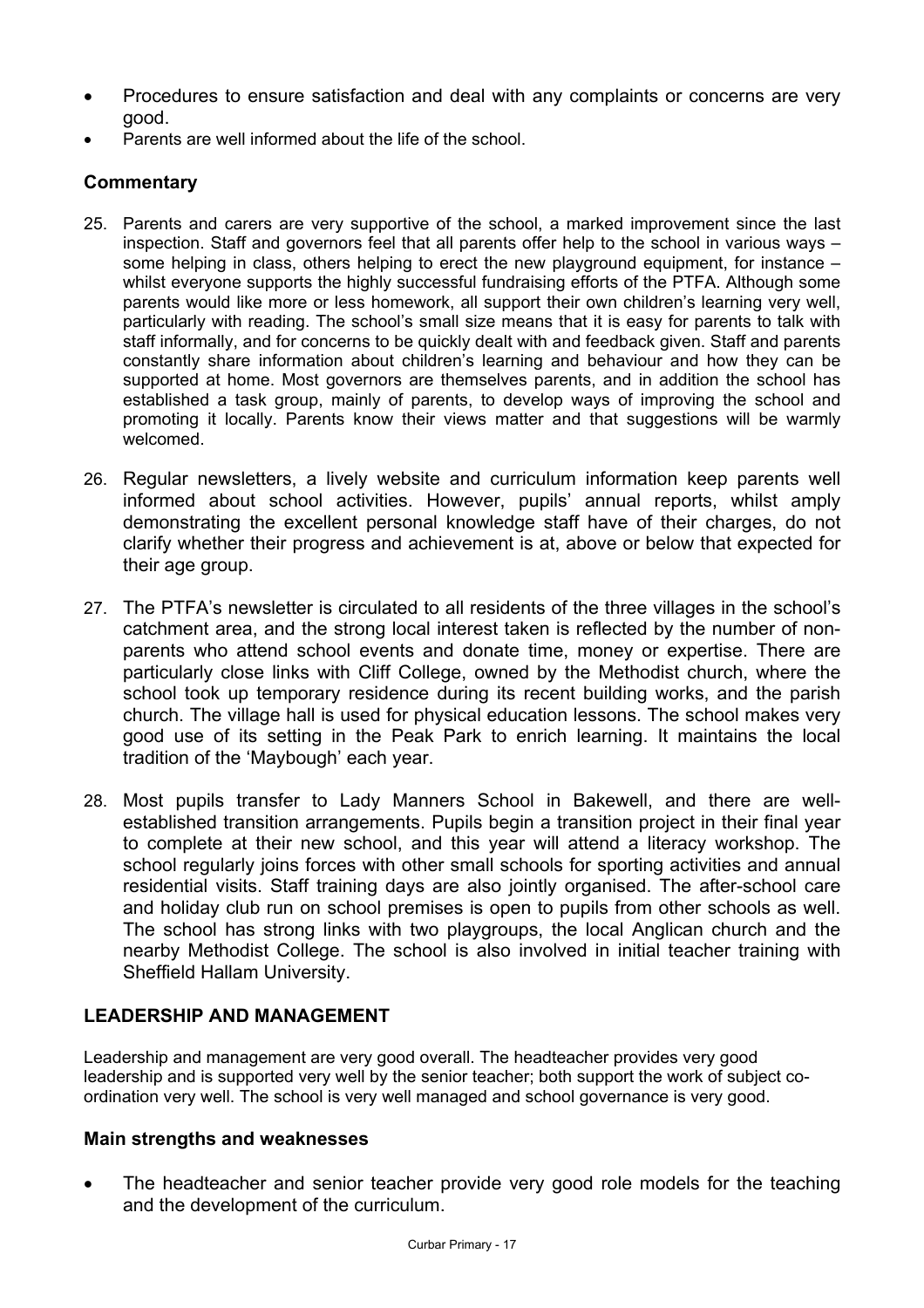- Procedures to ensure satisfaction and deal with any complaints or concerns are very good.
- Parents are well informed about the life of the school.

### Commentary

25. Parents and carers are very supportive of the school, a marked improvement since the last inspection. Staff and governors feel that all parents offer help to the school in various ways – some helping in class, others helping to erect the new playground equipment, for instance – whilst everyone supports the highly successful fundraising efforts of the PTFA. Although some parents would like more or less homework, all support their own children's learning very well, particularly with reading. The school's small size means that it is easy for parents to talk with staff informally, and for concerns to be quickly dealt with and feedback given. Staff and parents constantly share information about children's learning and behaviour and how they can be supported at home. Most governors are themselves parents, and in addition the school has established a task group, mainly of parents, to develop ways of improving the school and promoting it locally. Parents know their views matter and that suggestions will be warmly welcomed.

26. Regular newsletters, a lively website and curriculum information keep parents well informed about school activities. However, pupils' annual reports, whilst amply demonstrating the excellent personal knowledge staff have of their charges, do not clarify whether their progress and achievement is at, above or below that expected for their age group.

27. The PTFA's newsletter is circulated to all residents of the three villages in the school's catchment area, and the strong local interest taken is reflected by the number of non-parents who attend school events and donate time, money or expertise. There are particularly close links with Cliff College, owned by the Methodist church, where the school took up temporary residence during its recent building works, and the parish church. The village hall is used for physical education lessons. The school makes very good use of its setting in the Peak Park to enrich learning. It maintains the local tradition of the 'Maybough' each year.

28. Most pupils transfer to Lady Manners School in Bakewell, and there are well-established transition arrangements. Pupils begin a transition project in their final year to complete at their new school, and this year will attend a literacy workshop. The school regularly joins forces with other small schools for sporting activities and annual residential visits. Staff training days are also jointly organised. The after-school care and holiday club run on school premises is open to pupils from other schools as well. The school has strong links with two playgroups, the local Anglican church and the nearby Methodist College. The school is also involved in initial teacher training with Sheffield Hallam University.

## LEADERSHIP AND MANAGEMENT

Leadership and management are very good overall. The headteacher provides very good leadership and is supported very well by the senior teacher; both support the work of subject co-ordination very well. The school is very well managed and school governance is very good.

### Main strengths and weaknesses

- The headteacher and senior teacher provide very good role models for the teaching and the development of the curriculum.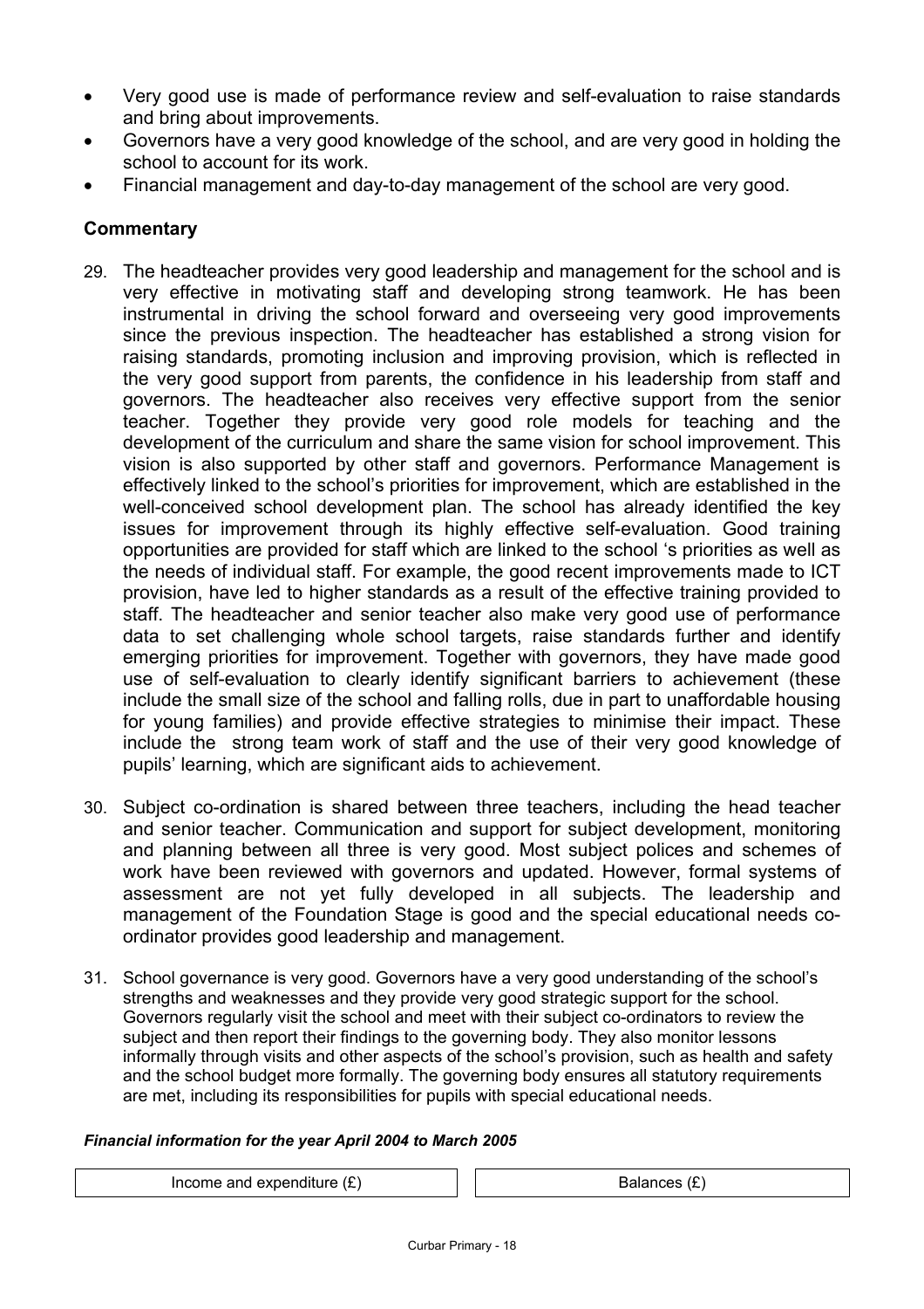- Very good use is made of performance review and self-evaluation to raise standards and bring about improvements.
- Governors have a very good knowledge of the school, and are very good in holding the school to account for its work.
- Financial management and day-to-day management of the school are very good.

## Commentary

29. The headteacher provides very good leadership and management for the school and is very effective in motivating staff and developing strong teamwork. He has been instrumental in driving the school forward and overseeing very good improvements since the previous inspection. The headteacher has established a strong vision for raising standards, promoting inclusion and improving provision, which is reflected in the very good support from parents, the confidence in his leadership from staff and governors. The headteacher also receives very effective support from the senior teacher. Together they provide very good role models for teaching and the development of the curriculum and share the same vision for school improvement. This vision is also supported by other staff and governors. Performance Management is effectively linked to the school's priorities for improvement, which are established in the well-conceived school development plan. The school has already identified the key issues for improvement through its highly effective self-evaluation. Good training opportunities are provided for staff which are linked to the school 's priorities as well as the needs of individual staff. For example, the good recent improvements made to ICT provision, have led to higher standards as a result of the effective training provided to staff. The headteacher and senior teacher also make very good use of performance data to set challenging whole school targets, raise standards further and identify emerging priorities for improvement. Together with governors, they have made good use of self-evaluation to clearly identify significant barriers to achievement (these include the small size of the school and falling rolls, due in part to unaffordable housing for young families) and provide effective strategies to minimise their impact. These include the strong team work of staff and the use of their very good knowledge of pupils' learning, which are significant aids to achievement.

30. Subject co-ordination is shared between three teachers, including the head teacher and senior teacher. Communication and support for subject development, monitoring and planning between all three is very good. Most subject polices and schemes of work have been reviewed with governors and updated. However, formal systems of assessment are not yet fully developed in all subjects. The leadership and management of the Foundation Stage is good and the special educational needs co-ordinator provides good leadership and management.

31. School governance is very good. Governors have a very good understanding of the school's strengths and weaknesses and they provide very good strategic support for the school. Governors regularly visit the school and meet with their subject co-ordinators to review the subject and then report their findings to the governing body. They also monitor lessons informally through visits and other aspects of the school's provision, such as health and safety and the school budget more formally. The governing body ensures all statutory requirements are met, including its responsibilities for pupils with special educational needs.

***Financial information for the year April 2004 to March 2005***

| Income and expenditure (£) | Balances (£) |
|---|---|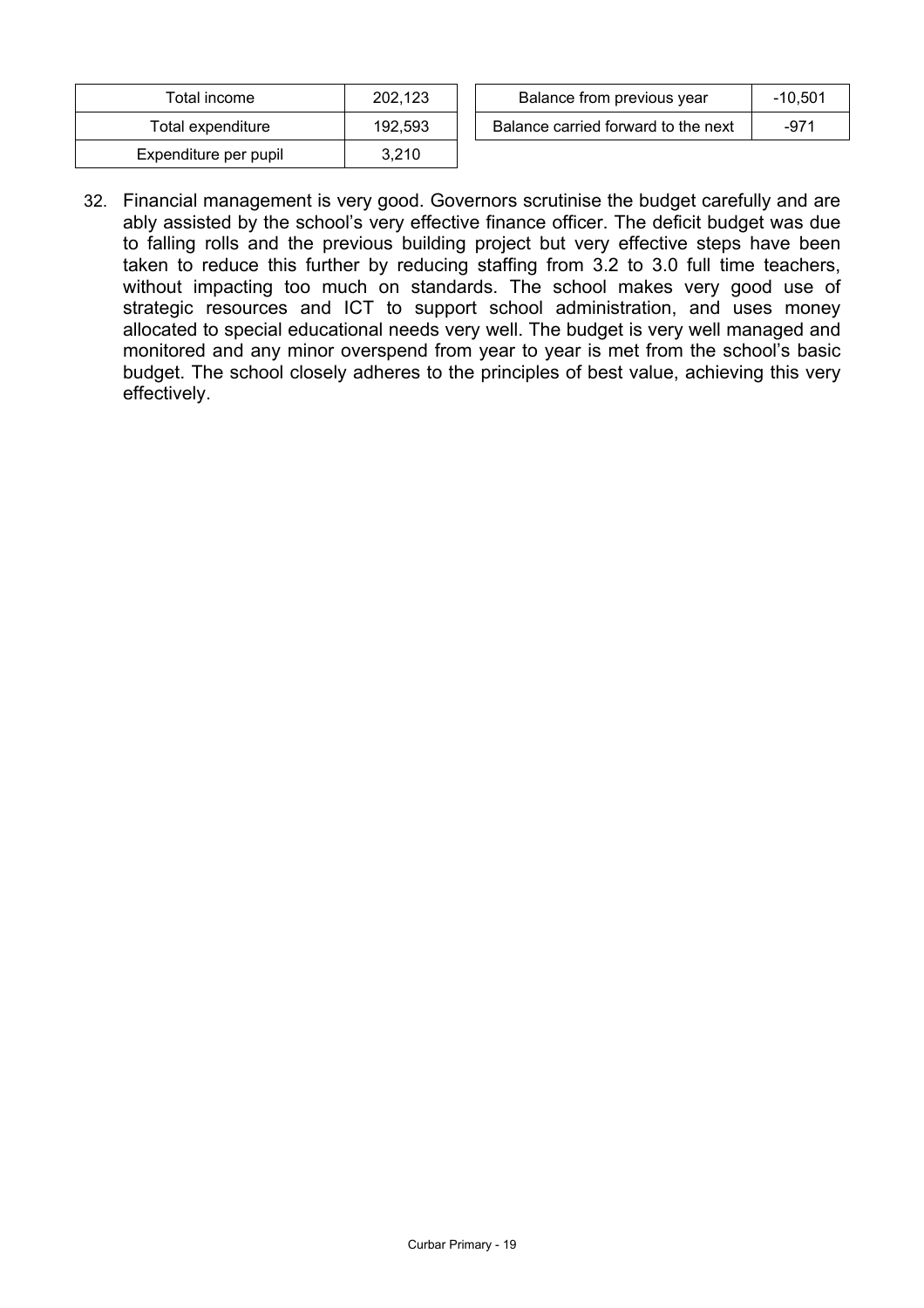| Total income | 202,123 |
| --- | --- |
| Total expenditure | 192,593 |
| Expenditure per pupil | 3,210 |

| Balance from previous year | -10,501 |
| --- | --- |
| Balance carried forward to the next | -971 |

32. Financial management is very good. Governors scrutinise the budget carefully and are ably assisted by the school's very effective finance officer. The deficit budget was due to falling rolls and the previous building project but very effective steps have been taken to reduce this further by reducing staffing from 3.2 to 3.0 full time teachers, without impacting too much on standards. The school makes very good use of strategic resources and ICT to support school administration, and uses money allocated to special educational needs very well. The budget is very well managed and monitored and any minor overspend from year to year is met from the school's basic budget. The school closely adheres to the principles of best value, achieving this very effectively.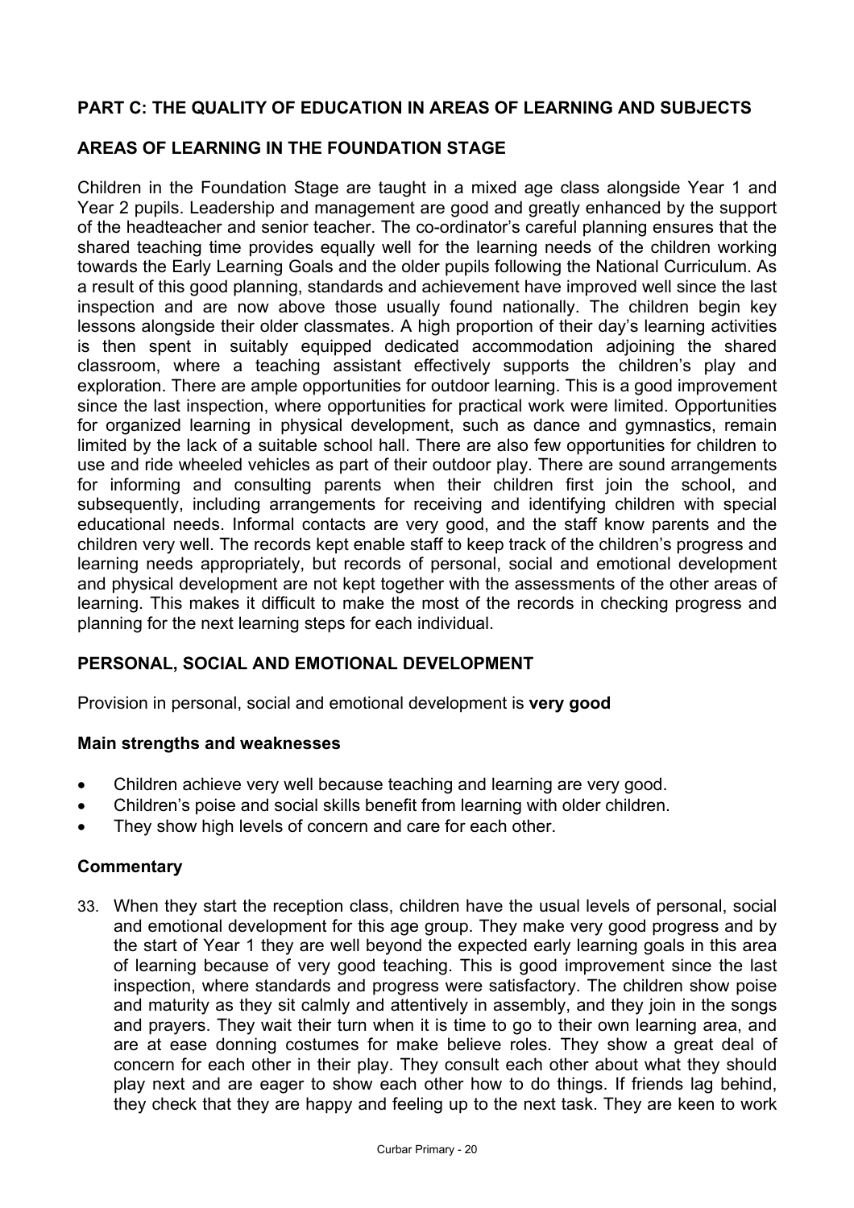## PART C: THE QUALITY OF EDUCATION IN AREAS OF LEARNING AND SUBJECTS

## AREAS OF LEARNING IN THE FOUNDATION STAGE

Children in the Foundation Stage are taught in a mixed age class alongside Year 1 and Year 2 pupils. Leadership and management are good and greatly enhanced by the support of the headteacher and senior teacher. The co-ordinator's careful planning ensures that the shared teaching time provides equally well for the learning needs of the children working towards the Early Learning Goals and the older pupils following the National Curriculum. As a result of this good planning, standards and achievement have improved well since the last inspection and are now above those usually found nationally. The children begin key lessons alongside their older classmates. A high proportion of their day's learning activities is then spent in suitably equipped dedicated accommodation adjoining the shared classroom, where a teaching assistant effectively supports the children's play and exploration. There are ample opportunities for outdoor learning. This is a good improvement since the last inspection, where opportunities for practical work were limited. Opportunities for organized learning in physical development, such as dance and gymnastics, remain limited by the lack of a suitable school hall. There are also few opportunities for children to use and ride wheeled vehicles as part of their outdoor play. There are sound arrangements for informing and consulting parents when their children first join the school, and subsequently, including arrangements for receiving and identifying children with special educational needs. Informal contacts are very good, and the staff know parents and the children very well. The records kept enable staff to keep track of the children's progress and learning needs appropriately, but records of personal, social and emotional development and physical development are not kept together with the assessments of the other areas of learning. This makes it difficult to make the most of the records in checking progress and planning for the next learning steps for each individual.

### PERSONAL, SOCIAL AND EMOTIONAL DEVELOPMENT

Provision in personal, social and emotional development is **very good**

#### Main strengths and weaknesses

- Children achieve very well because teaching and learning are very good.
- Children's poise and social skills benefit from learning with older children.
- They show high levels of concern and care for each other.

#### Commentary

33. When they start the reception class, children have the usual levels of personal, social and emotional development for this age group. They make very good progress and by the start of Year 1 they are well beyond the expected early learning goals in this area of learning because of very good teaching. This is good improvement since the last inspection, where standards and progress were satisfactory. The children show poise and maturity as they sit calmly and attentively in assembly, and they join in the songs and prayers. They wait their turn when it is time to go to their own learning area, and are at ease donning costumes for make believe roles. They show a great deal of concern for each other in their play. They consult each other about what they should play next and are eager to show each other how to do things. If friends lag behind, they check that they are happy and feeling up to the next task. They are keen to work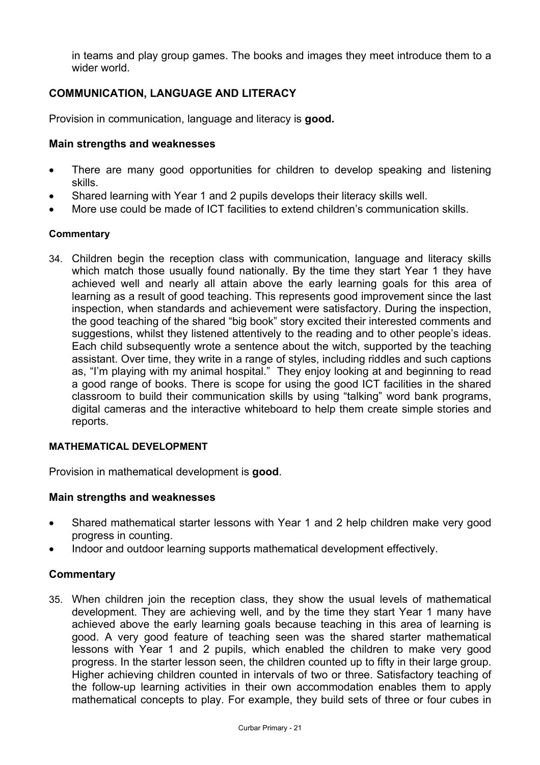in teams and play group games. The books and images they meet introduce them to a wider world.

## COMMUNICATION, LANGUAGE AND LITERACY

Provision in communication, language and literacy is **good.**

### Main strengths and weaknesses

- There are many good opportunities for children to develop speaking and listening skills.
- Shared learning with Year 1 and 2 pupils develops their literacy skills well.
- More use could be made of ICT facilities to extend children's communication skills.

#### Commentary

34. Children begin the reception class with communication, language and literacy skills which match those usually found nationally. By the time they start Year 1 they have achieved well and nearly all attain above the early learning goals for this area of learning as a result of good teaching. This represents good improvement since the last inspection, when standards and achievement were satisfactory. During the inspection, the good teaching of the shared "big book" story excited their interested comments and suggestions, whilst they listened attentively to the reading and to other people's ideas. Each child subsequently wrote a sentence about the witch, supported by the teaching assistant. Over time, they write in a range of styles, including riddles and such captions as, "I'm playing with my animal hospital." They enjoy looking at and beginning to read a good range of books. There is scope for using the good ICT facilities in the shared classroom to build their communication skills by using "talking" word bank programs, digital cameras and the interactive whiteboard to help them create simple stories and reports.

## MATHEMATICAL DEVELOPMENT

Provision in mathematical development is **good**.

### Main strengths and weaknesses

- Shared mathematical starter lessons with Year 1 and 2 help children make very good progress in counting.
- Indoor and outdoor learning supports mathematical development effectively.

### Commentary

35. When children join the reception class, they show the usual levels of mathematical development. They are achieving well, and by the time they start Year 1 many have achieved above the early learning goals because teaching in this area of learning is good. A very good feature of teaching seen was the shared starter mathematical lessons with Year 1 and 2 pupils, which enabled the children to make very good progress. In the starter lesson seen, the children counted up to fifty in their large group. Higher achieving children counted in intervals of two or three. Satisfactory teaching of the follow-up learning activities in their own accommodation enables them to apply mathematical concepts to play. For example, they build sets of three or four cubes in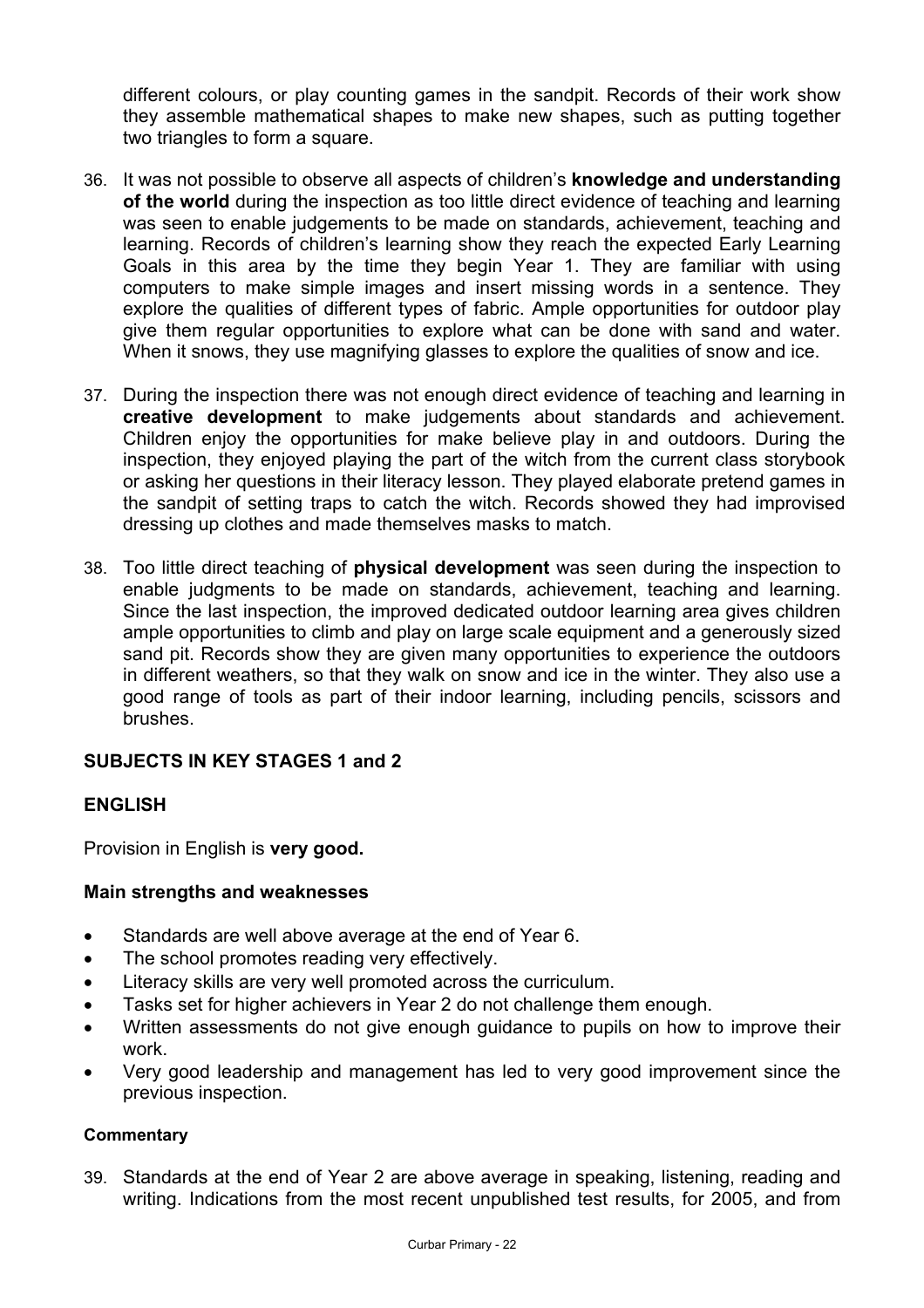different colours, or play counting games in the sandpit. Records of their work show they assemble mathematical shapes to make new shapes, such as putting together two triangles to form a square.

36. It was not possible to observe all aspects of children's **knowledge and understanding of the world** during the inspection as too little direct evidence of teaching and learning was seen to enable judgements to be made on standards, achievement, teaching and learning. Records of children's learning show they reach the expected Early Learning Goals in this area by the time they begin Year 1. They are familiar with using computers to make simple images and insert missing words in a sentence. They explore the qualities of different types of fabric. Ample opportunities for outdoor play give them regular opportunities to explore what can be done with sand and water. When it snows, they use magnifying glasses to explore the qualities of snow and ice.

37. During the inspection there was not enough direct evidence of teaching and learning in **creative development** to make judgements about standards and achievement. Children enjoy the opportunities for make believe play in and outdoors. During the inspection, they enjoyed playing the part of the witch from the current class storybook or asking her questions in their literacy lesson. They played elaborate pretend games in the sandpit of setting traps to catch the witch. Records showed they had improvised dressing up clothes and made themselves masks to match.

38. Too little direct teaching of **physical development** was seen during the inspection to enable judgments to be made on standards, achievement, teaching and learning. Since the last inspection, the improved dedicated outdoor learning area gives children ample opportunities to climb and play on large scale equipment and a generously sized sand pit. Records show they are given many opportunities to experience the outdoors in different weathers, so that they walk on snow and ice in the winter. They also use a good range of tools as part of their indoor learning, including pencils, scissors and brushes.

## SUBJECTS IN KEY STAGES 1 and 2

## ENGLISH

Provision in English is **very good.**

### Main strengths and weaknesses

- Standards are well above average at the end of Year 6.
- The school promotes reading very effectively.
- Literacy skills are very well promoted across the curriculum.
- Tasks set for higher achievers in Year 2 do not challenge them enough.
- Written assessments do not give enough guidance to pupils on how to improve their work.
- Very good leadership and management has led to very good improvement since the previous inspection.

#### Commentary

39. Standards at the end of Year 2 are above average in speaking, listening, reading and writing. Indications from the most recent unpublished test results, for 2005, and from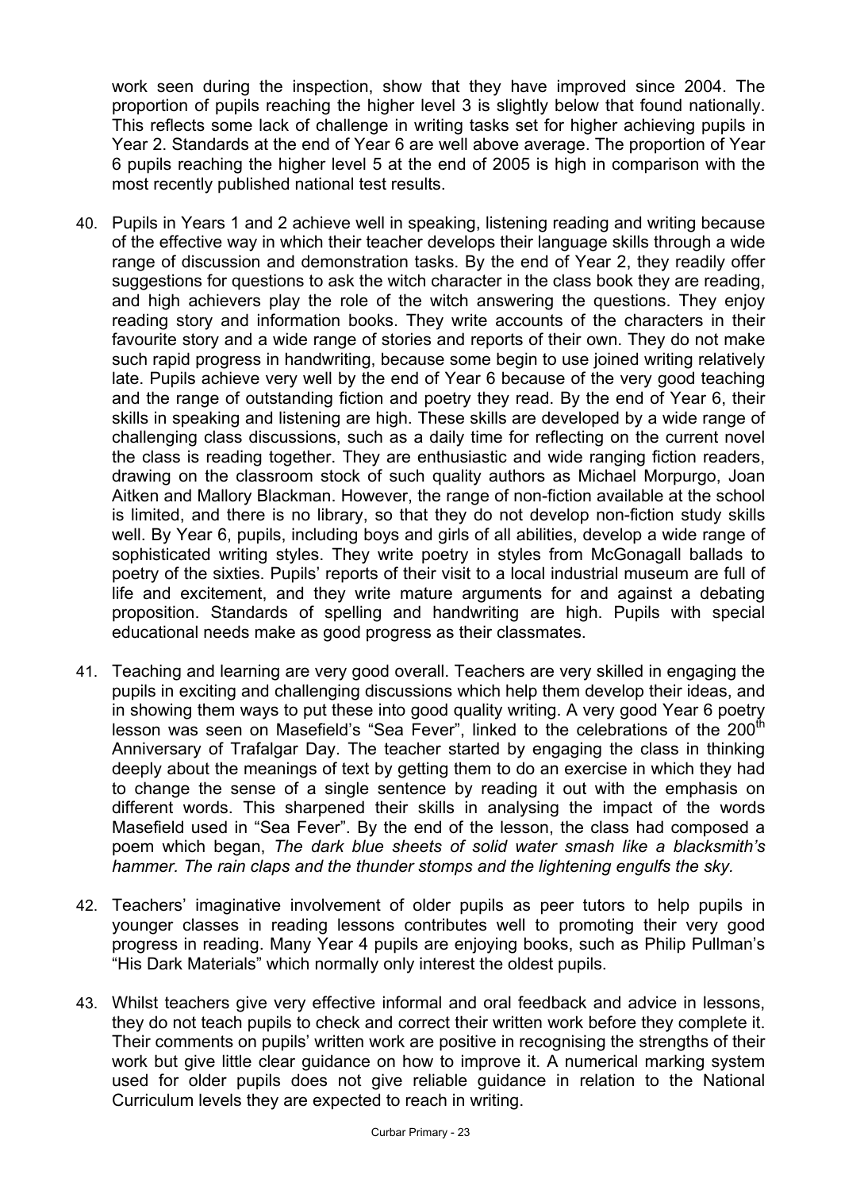work seen during the inspection, show that they have improved since 2004. The proportion of pupils reaching the higher level 3 is slightly below that found nationally. This reflects some lack of challenge in writing tasks set for higher achieving pupils in Year 2. Standards at the end of Year 6 are well above average. The proportion of Year 6 pupils reaching the higher level 5 at the end of 2005 is high in comparison with the most recently published national test results.

40. Pupils in Years 1 and 2 achieve well in speaking, listening reading and writing because of the effective way in which their teacher develops their language skills through a wide range of discussion and demonstration tasks. By the end of Year 2, they readily offer suggestions for questions to ask the witch character in the class book they are reading, and high achievers play the role of the witch answering the questions. They enjoy reading story and information books. They write accounts of the characters in their favourite story and a wide range of stories and reports of their own. They do not make such rapid progress in handwriting, because some begin to use joined writing relatively late. Pupils achieve very well by the end of Year 6 because of the very good teaching and the range of outstanding fiction and poetry they read. By the end of Year 6, their skills in speaking and listening are high. These skills are developed by a wide range of challenging class discussions, such as a daily time for reflecting on the current novel the class is reading together. They are enthusiastic and wide ranging fiction readers, drawing on the classroom stock of such quality authors as Michael Morpurgo, Joan Aitken and Mallory Blackman. However, the range of non-fiction available at the school is limited, and there is no library, so that they do not develop non-fiction study skills well. By Year 6, pupils, including boys and girls of all abilities, develop a wide range of sophisticated writing styles. They write poetry in styles from McGonagall ballads to poetry of the sixties. Pupils' reports of their visit to a local industrial museum are full of life and excitement, and they write mature arguments for and against a debating proposition. Standards of spelling and handwriting are high. Pupils with special educational needs make as good progress as their classmates.

41. Teaching and learning are very good overall. Teachers are very skilled in engaging the pupils in exciting and challenging discussions which help them develop their ideas, and in showing them ways to put these into good quality writing. A very good Year 6 poetry lesson was seen on Masefield's "Sea Fever", linked to the celebrations of the 200th Anniversary of Trafalgar Day. The teacher started by engaging the class in thinking deeply about the meanings of text by getting them to do an exercise in which they had to change the sense of a single sentence by reading it out with the emphasis on different words. This sharpened their skills in analysing the impact of the words Masefield used in "Sea Fever". By the end of the lesson, the class had composed a poem which began, *The dark blue sheets of solid water smash like a blacksmith's hammer. The rain claps and the thunder stomps and the lightening engulfs the sky.*

42. Teachers' imaginative involvement of older pupils as peer tutors to help pupils in younger classes in reading lessons contributes well to promoting their very good progress in reading. Many Year 4 pupils are enjoying books, such as Philip Pullman's "His Dark Materials" which normally only interest the oldest pupils.

43. Whilst teachers give very effective informal and oral feedback and advice in lessons, they do not teach pupils to check and correct their written work before they complete it. Their comments on pupils' written work are positive in recognising the strengths of their work but give little clear guidance on how to improve it. A numerical marking system used for older pupils does not give reliable guidance in relation to the National Curriculum levels they are expected to reach in writing.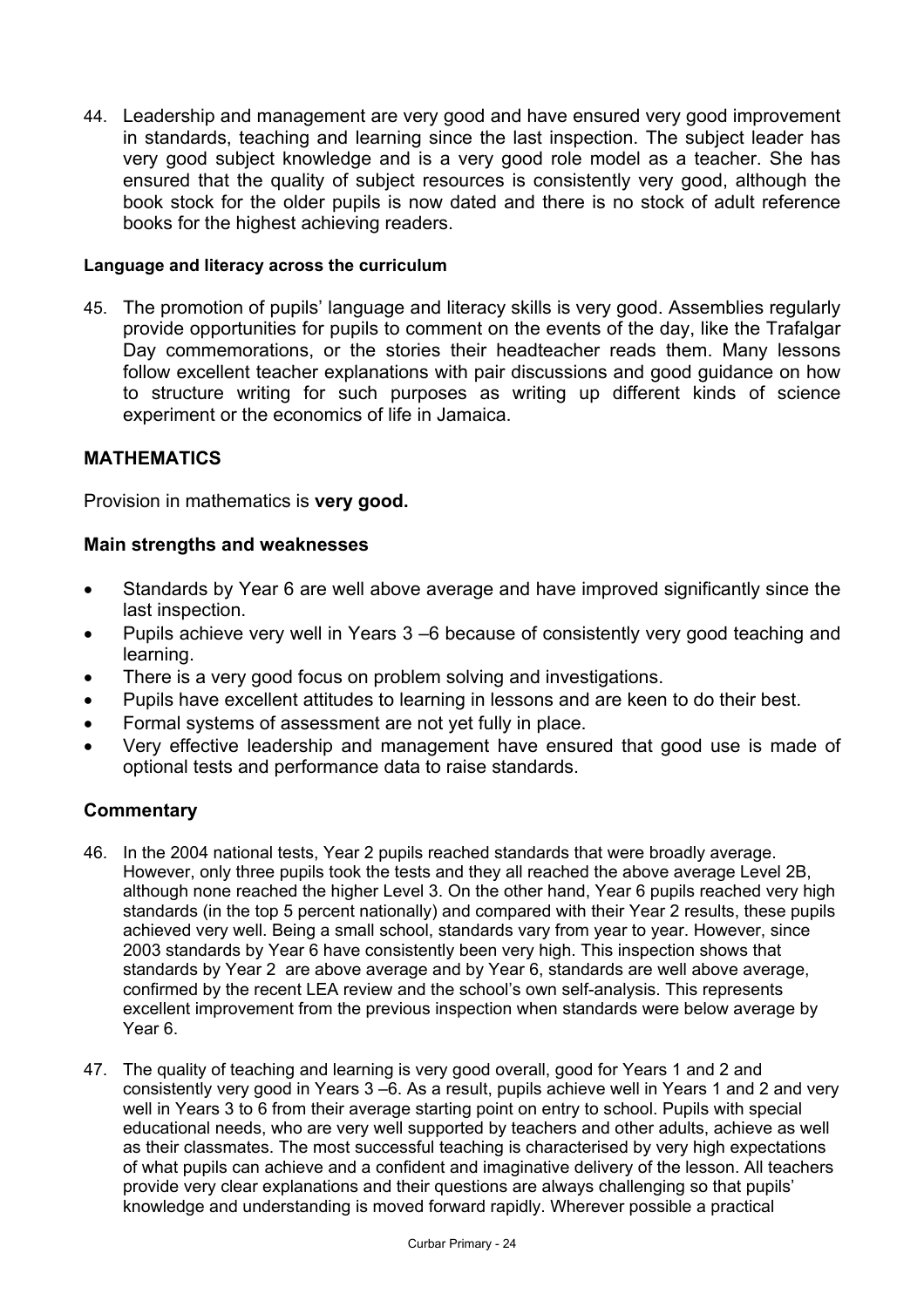44. Leadership and management are very good and have ensured very good improvement in standards, teaching and learning since the last inspection. The subject leader has very good subject knowledge and is a very good role model as a teacher. She has ensured that the quality of subject resources is consistently very good, although the book stock for the older pupils is now dated and there is no stock of adult reference books for the highest achieving readers.

#### Language and literacy across the curriculum

45. The promotion of pupils' language and literacy skills is very good. Assemblies regularly provide opportunities for pupils to comment on the events of the day, like the Trafalgar Day commemorations, or the stories their headteacher reads them. Many lessons follow excellent teacher explanations with pair discussions and good guidance on how to structure writing for such purposes as writing up different kinds of science experiment or the economics of life in Jamaica.

## MATHEMATICS

Provision in mathematics is **very good.**

### Main strengths and weaknesses

- Standards by Year 6 are well above average and have improved significantly since the last inspection.
- Pupils achieve very well in Years 3 –6 because of consistently very good teaching and learning.
- There is a very good focus on problem solving and investigations.
- Pupils have excellent attitudes to learning in lessons and are keen to do their best.
- Formal systems of assessment are not yet fully in place.
- Very effective leadership and management have ensured that good use is made of optional tests and performance data to raise standards.

### Commentary

46. In the 2004 national tests, Year 2 pupils reached standards that were broadly average. However, only three pupils took the tests and they all reached the above average Level 2B, although none reached the higher Level 3. On the other hand, Year 6 pupils reached very high standards (in the top 5 percent nationally) and compared with their Year 2 results, these pupils achieved very well. Being a small school, standards vary from year to year. However, since 2003 standards by Year 6 have consistently been very high. This inspection shows that standards by Year 2 are above average and by Year 6, standards are well above average, confirmed by the recent LEA review and the school's own self-analysis. This represents excellent improvement from the previous inspection when standards were below average by Year 6.

47. The quality of teaching and learning is very good overall, good for Years 1 and 2 and consistently very good in Years 3 –6. As a result, pupils achieve well in Years 1 and 2 and very well in Years 3 to 6 from their average starting point on entry to school. Pupils with special educational needs, who are very well supported by teachers and other adults, achieve as well as their classmates. The most successful teaching is characterised by very high expectations of what pupils can achieve and a confident and imaginative delivery of the lesson. All teachers provide very clear explanations and their questions are always challenging so that pupils' knowledge and understanding is moved forward rapidly. Wherever possible a practical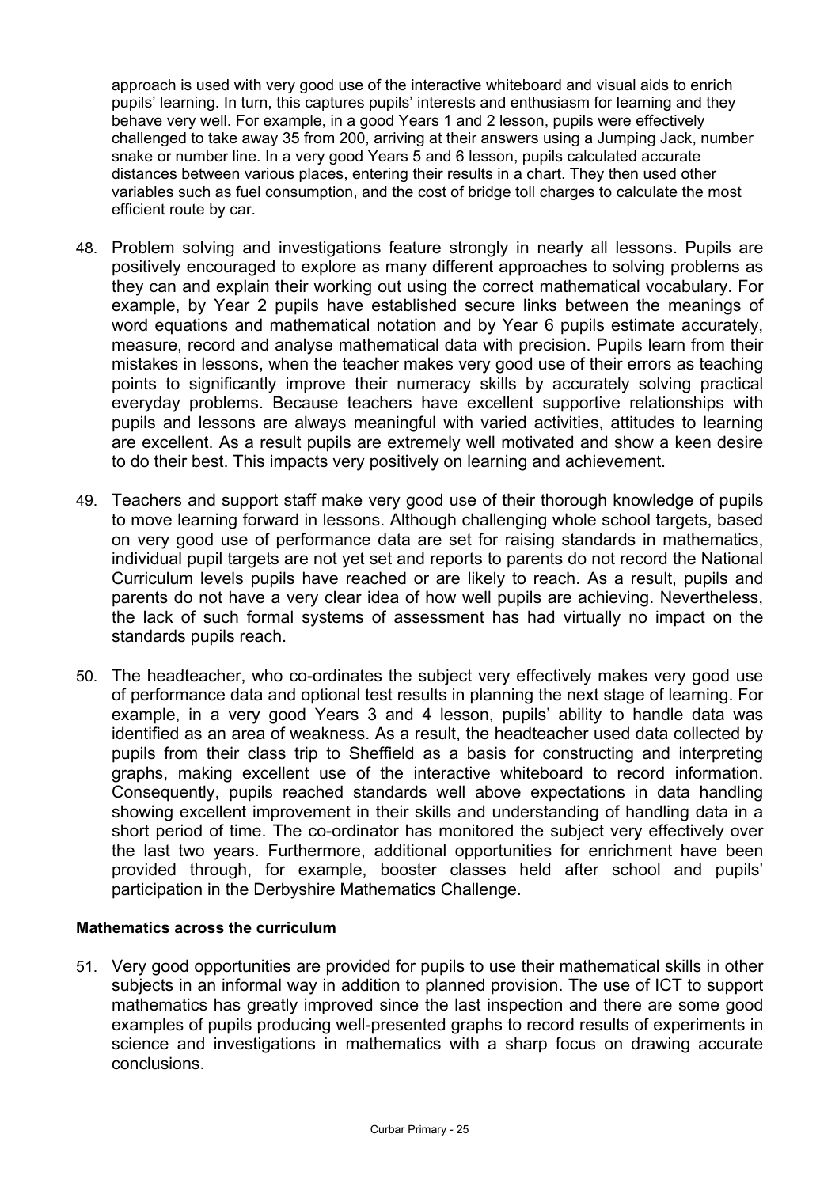approach is used with very good use of the interactive whiteboard and visual aids to enrich pupils' learning. In turn, this captures pupils' interests and enthusiasm for learning and they behave very well. For example, in a good Years 1 and 2 lesson, pupils were effectively challenged to take away 35 from 200, arriving at their answers using a Jumping Jack, number snake or number line. In a very good Years 5 and 6 lesson, pupils calculated accurate distances between various places, entering their results in a chart. They then used other variables such as fuel consumption, and the cost of bridge toll charges to calculate the most efficient route by car.

48. Problem solving and investigations feature strongly in nearly all lessons. Pupils are positively encouraged to explore as many different approaches to solving problems as they can and explain their working out using the correct mathematical vocabulary. For example, by Year 2 pupils have established secure links between the meanings of word equations and mathematical notation and by Year 6 pupils estimate accurately, measure, record and analyse mathematical data with precision. Pupils learn from their mistakes in lessons, when the teacher makes very good use of their errors as teaching points to significantly improve their numeracy skills by accurately solving practical everyday problems. Because teachers have excellent supportive relationships with pupils and lessons are always meaningful with varied activities, attitudes to learning are excellent. As a result pupils are extremely well motivated and show a keen desire to do their best. This impacts very positively on learning and achievement.

49. Teachers and support staff make very good use of their thorough knowledge of pupils to move learning forward in lessons. Although challenging whole school targets, based on very good use of performance data are set for raising standards in mathematics, individual pupil targets are not yet set and reports to parents do not record the National Curriculum levels pupils have reached or are likely to reach. As a result, pupils and parents do not have a very clear idea of how well pupils are achieving. Nevertheless, the lack of such formal systems of assessment has had virtually no impact on the standards pupils reach.

50. The headteacher, who co-ordinates the subject very effectively makes very good use of performance data and optional test results in planning the next stage of learning. For example, in a very good Years 3 and 4 lesson, pupils' ability to handle data was identified as an area of weakness. As a result, the headteacher used data collected by pupils from their class trip to Sheffield as a basis for constructing and interpreting graphs, making excellent use of the interactive whiteboard to record information. Consequently, pupils reached standards well above expectations in data handling showing excellent improvement in their skills and understanding of handling data in a short period of time. The co-ordinator has monitored the subject very effectively over the last two years. Furthermore, additional opportunities for enrichment have been provided through, for example, booster classes held after school and pupils' participation in the Derbyshire Mathematics Challenge.

**Mathematics across the curriculum**

51. Very good opportunities are provided for pupils to use their mathematical skills in other subjects in an informal way in addition to planned provision. The use of ICT to support mathematics has greatly improved since the last inspection and there are some good examples of pupils producing well-presented graphs to record results of experiments in science and investigations in mathematics with a sharp focus on drawing accurate conclusions.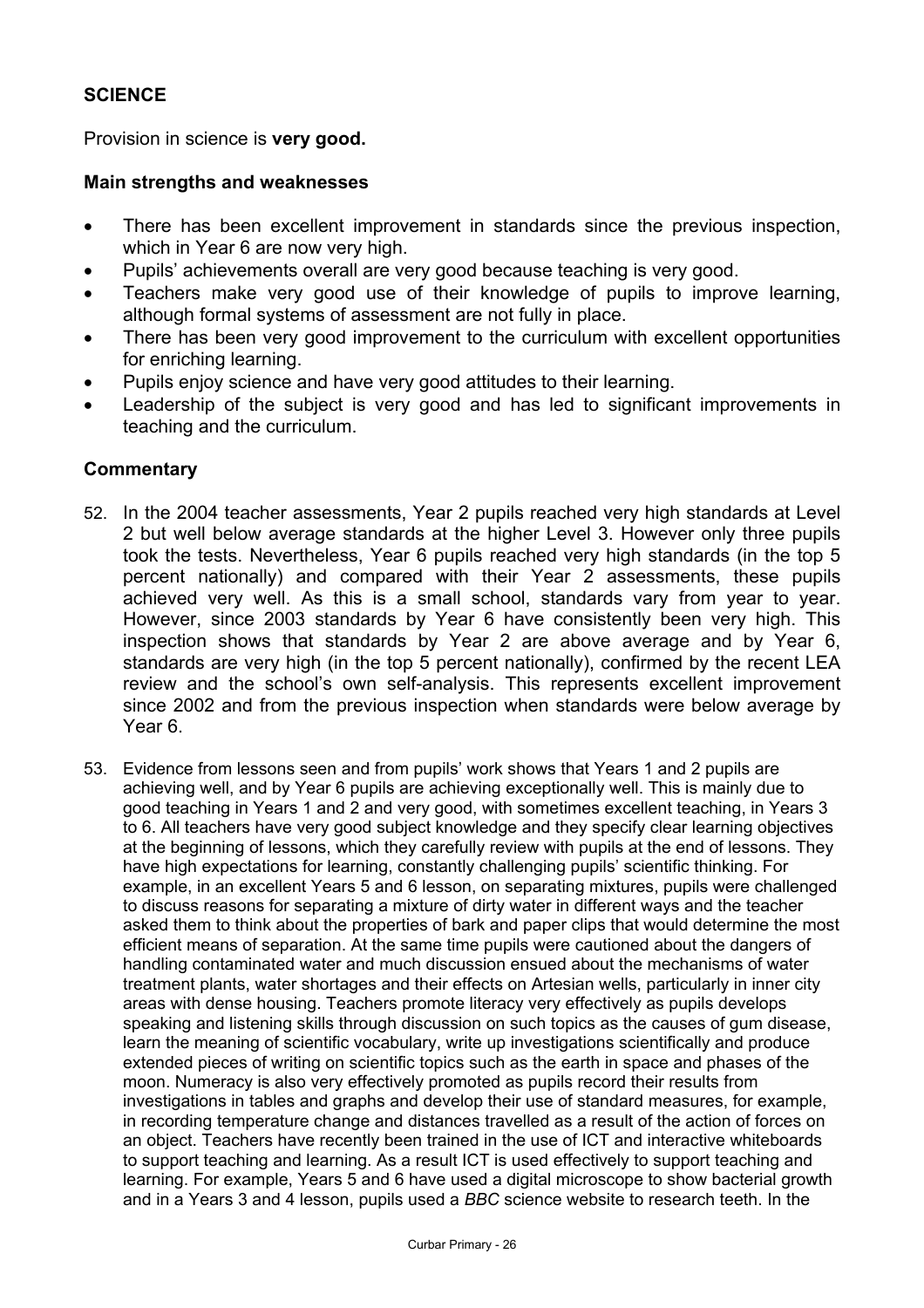## SCIENCE

Provision in science is **very good.**

### Main strengths and weaknesses

- There has been excellent improvement in standards since the previous inspection, which in Year 6 are now very high.
- Pupils' achievements overall are very good because teaching is very good.
- Teachers make very good use of their knowledge of pupils to improve learning, although formal systems of assessment are not fully in place.
- There has been very good improvement to the curriculum with excellent opportunities for enriching learning.
- Pupils enjoy science and have very good attitudes to their learning.
- Leadership of the subject is very good and has led to significant improvements in teaching and the curriculum.

### Commentary

52. In the 2004 teacher assessments, Year 2 pupils reached very high standards at Level 2 but well below average standards at the higher Level 3. However only three pupils took the tests. Nevertheless, Year 6 pupils reached very high standards (in the top 5 percent nationally) and compared with their Year 2 assessments, these pupils achieved very well. As this is a small school, standards vary from year to year. However, since 2003 standards by Year 6 have consistently been very high. This inspection shows that standards by Year 2 are above average and by Year 6, standards are very high (in the top 5 percent nationally), confirmed by the recent LEA review and the school's own self-analysis. This represents excellent improvement since 2002 and from the previous inspection when standards were below average by Year 6.

53. Evidence from lessons seen and from pupils' work shows that Years 1 and 2 pupils are achieving well, and by Year 6 pupils are achieving exceptionally well. This is mainly due to good teaching in Years 1 and 2 and very good, with sometimes excellent teaching, in Years 3 to 6. All teachers have very good subject knowledge and they specify clear learning objectives at the beginning of lessons, which they carefully review with pupils at the end of lessons. They have high expectations for learning, constantly challenging pupils' scientific thinking. For example, in an excellent Years 5 and 6 lesson, on separating mixtures, pupils were challenged to discuss reasons for separating a mixture of dirty water in different ways and the teacher asked them to think about the properties of bark and paper clips that would determine the most efficient means of separation. At the same time pupils were cautioned about the dangers of handling contaminated water and much discussion ensued about the mechanisms of water treatment plants, water shortages and their effects on Artesian wells, particularly in inner city areas with dense housing. Teachers promote literacy very effectively as pupils develops speaking and listening skills through discussion on such topics as the causes of gum disease, learn the meaning of scientific vocabulary, write up investigations scientifically and produce extended pieces of writing on scientific topics such as the earth in space and phases of the moon. Numeracy is also very effectively promoted as pupils record their results from investigations in tables and graphs and develop their use of standard measures, for example, in recording temperature change and distances travelled as a result of the action of forces on an object. Teachers have recently been trained in the use of ICT and interactive whiteboards to support teaching and learning. As a result ICT is used effectively to support teaching and learning. For example, Years 5 and 6 have used a digital microscope to show bacterial growth and in a Years 3 and 4 lesson, pupils used a *BBC* science website to research teeth. In the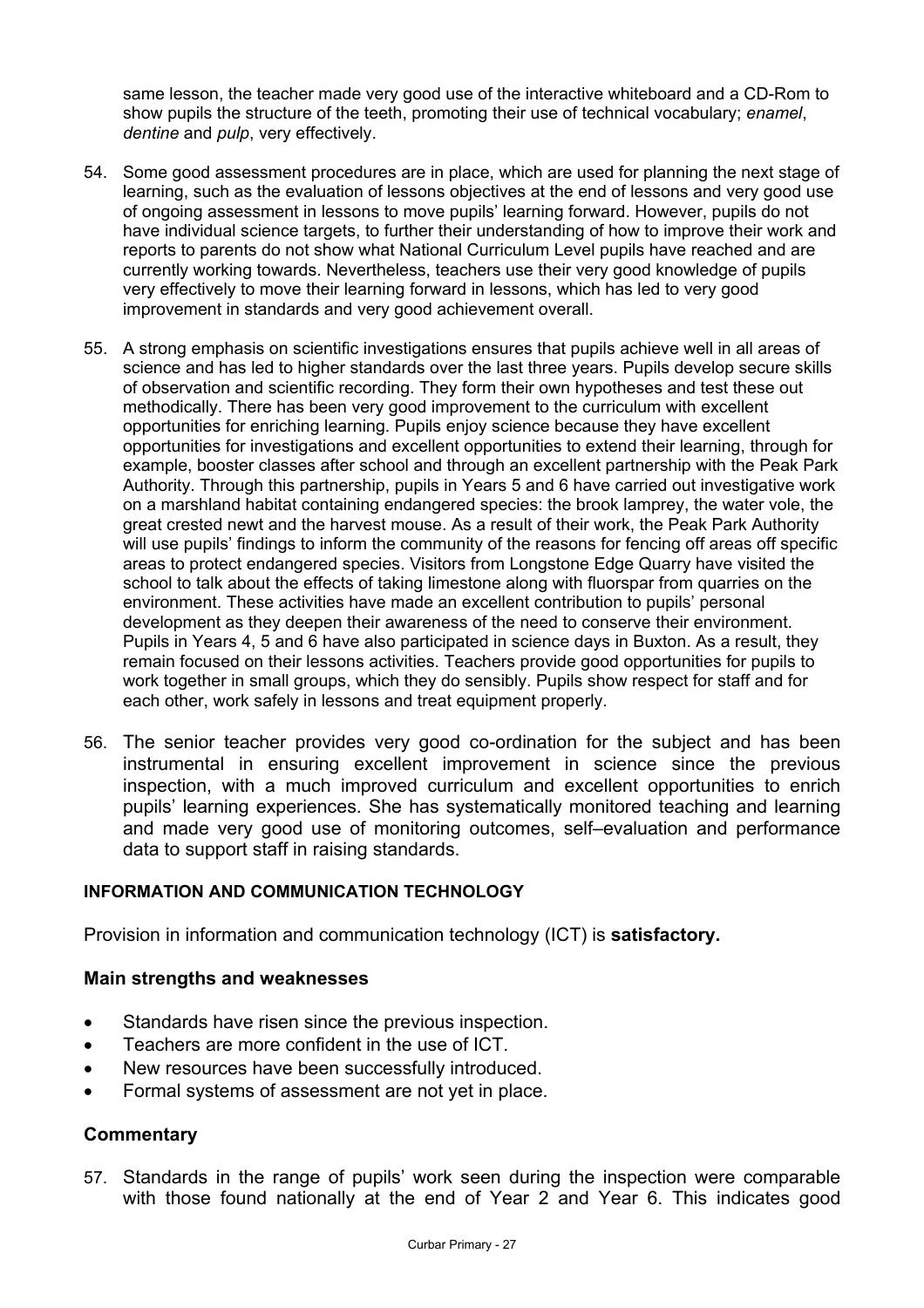same lesson, the teacher made very good use of the interactive whiteboard and a CD-Rom to show pupils the structure of the teeth, promoting their use of technical vocabulary; *enamel*, *dentine* and *pulp*, very effectively.

54. Some good assessment procedures are in place, which are used for planning the next stage of learning, such as the evaluation of lessons objectives at the end of lessons and very good use of ongoing assessment in lessons to move pupils' learning forward. However, pupils do not have individual science targets, to further their understanding of how to improve their work and reports to parents do not show what National Curriculum Level pupils have reached and are currently working towards. Nevertheless, teachers use their very good knowledge of pupils very effectively to move their learning forward in lessons, which has led to very good improvement in standards and very good achievement overall.

55. A strong emphasis on scientific investigations ensures that pupils achieve well in all areas of science and has led to higher standards over the last three years. Pupils develop secure skills of observation and scientific recording. They form their own hypotheses and test these out methodically. There has been very good improvement to the curriculum with excellent opportunities for enriching learning. Pupils enjoy science because they have excellent opportunities for investigations and excellent opportunities to extend their learning, through for example, booster classes after school and through an excellent partnership with the Peak Park Authority. Through this partnership, pupils in Years 5 and 6 have carried out investigative work on a marshland habitat containing endangered species: the brook lamprey, the water vole, the great crested newt and the harvest mouse. As a result of their work, the Peak Park Authority will use pupils' findings to inform the community of the reasons for fencing off areas off specific areas to protect endangered species. Visitors from Longstone Edge Quarry have visited the school to talk about the effects of taking limestone along with fluorspar from quarries on the environment. These activities have made an excellent contribution to pupils' personal development as they deepen their awareness of the need to conserve their environment. Pupils in Years 4, 5 and 6 have also participated in science days in Buxton. As a result, they remain focused on their lessons activities. Teachers provide good opportunities for pupils to work together in small groups, which they do sensibly. Pupils show respect for staff and for each other, work safely in lessons and treat equipment properly.

56. The senior teacher provides very good co-ordination for the subject and has been instrumental in ensuring excellent improvement in science since the previous inspection, with a much improved curriculum and excellent opportunities to enrich pupils' learning experiences. She has systematically monitored teaching and learning and made very good use of monitoring outcomes, self–evaluation and performance data to support staff in raising standards.

## INFORMATION AND COMMUNICATION TECHNOLOGY

Provision in information and communication technology (ICT) is **satisfactory.**

### Main strengths and weaknesses

- Standards have risen since the previous inspection.
- Teachers are more confident in the use of ICT.
- New resources have been successfully introduced.
- Formal systems of assessment are not yet in place.

### Commentary

57. Standards in the range of pupils' work seen during the inspection were comparable with those found nationally at the end of Year 2 and Year 6. This indicates good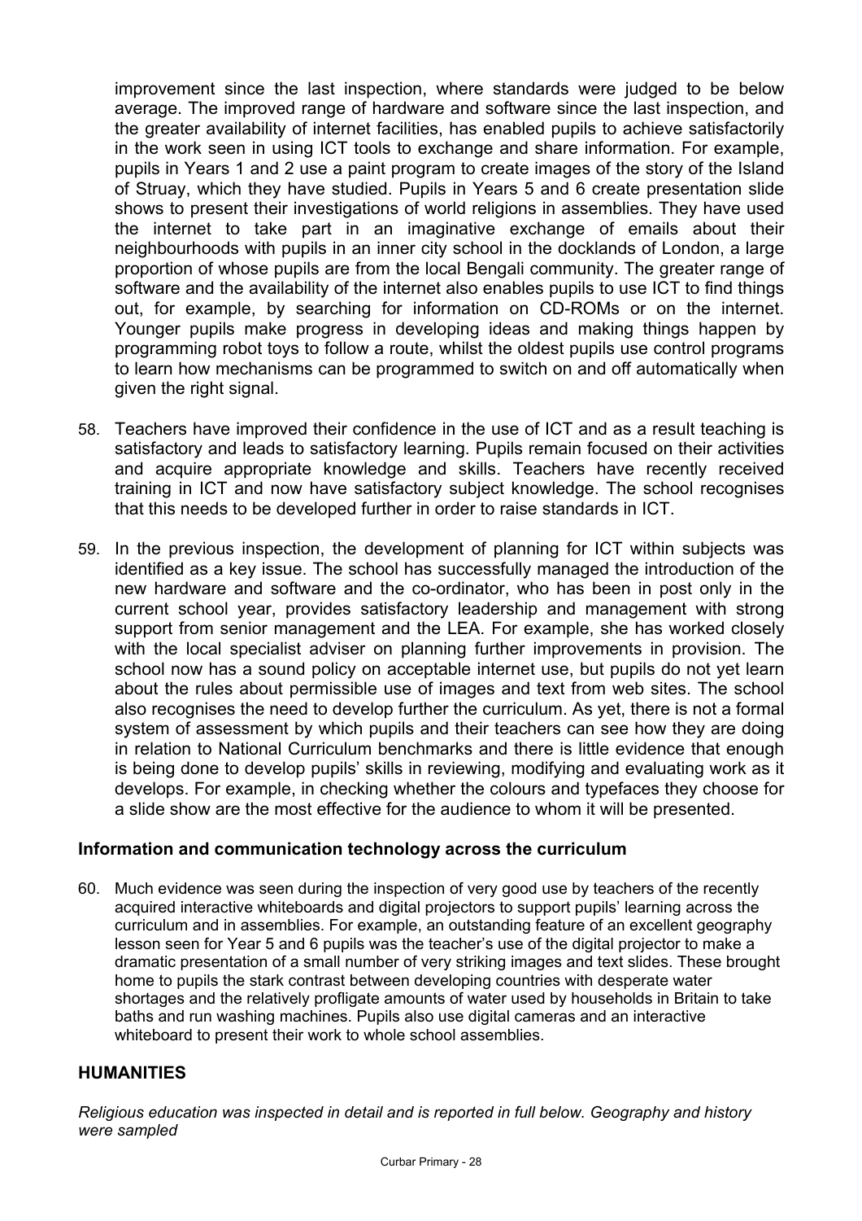improvement since the last inspection, where standards were judged to be below average. The improved range of hardware and software since the last inspection, and the greater availability of internet facilities, has enabled pupils to achieve satisfactorily in the work seen in using ICT tools to exchange and share information. For example, pupils in Years 1 and 2 use a paint program to create images of the story of the Island of Struay, which they have studied. Pupils in Years 5 and 6 create presentation slide shows to present their investigations of world religions in assemblies. They have used the internet to take part in an imaginative exchange of emails about their neighbourhoods with pupils in an inner city school in the docklands of London, a large proportion of whose pupils are from the local Bengali community. The greater range of software and the availability of the internet also enables pupils to use ICT to find things out, for example, by searching for information on CD-ROMs or on the internet. Younger pupils make progress in developing ideas and making things happen by programming robot toys to follow a route, whilst the oldest pupils use control programs to learn how mechanisms can be programmed to switch on and off automatically when given the right signal.

58. Teachers have improved their confidence in the use of ICT and as a result teaching is satisfactory and leads to satisfactory learning. Pupils remain focused on their activities and acquire appropriate knowledge and skills. Teachers have recently received training in ICT and now have satisfactory subject knowledge. The school recognises that this needs to be developed further in order to raise standards in ICT.

59. In the previous inspection, the development of planning for ICT within subjects was identified as a key issue. The school has successfully managed the introduction of the new hardware and software and the co-ordinator, who has been in post only in the current school year, provides satisfactory leadership and management with strong support from senior management and the LEA. For example, she has worked closely with the local specialist adviser on planning further improvements in provision. The school now has a sound policy on acceptable internet use, but pupils do not yet learn about the rules about permissible use of images and text from web sites. The school also recognises the need to develop further the curriculum. As yet, there is not a formal system of assessment by which pupils and their teachers can see how they are doing in relation to National Curriculum benchmarks and there is little evidence that enough is being done to develop pupils' skills in reviewing, modifying and evaluating work as it develops. For example, in checking whether the colours and typefaces they choose for a slide show are the most effective for the audience to whom it will be presented.

### Information and communication technology across the curriculum

60. Much evidence was seen during the inspection of very good use by teachers of the recently acquired interactive whiteboards and digital projectors to support pupils' learning across the curriculum and in assemblies. For example, an outstanding feature of an excellent geography lesson seen for Year 5 and 6 pupils was the teacher's use of the digital projector to make a dramatic presentation of a small number of very striking images and text slides. These brought home to pupils the stark contrast between developing countries with desperate water shortages and the relatively profligate amounts of water used by households in Britain to take baths and run washing machines. Pupils also use digital cameras and an interactive whiteboard to present their work to whole school assemblies.

## HUMANITIES

*Religious education was inspected in detail and is reported in full below. Geography and history were sampled*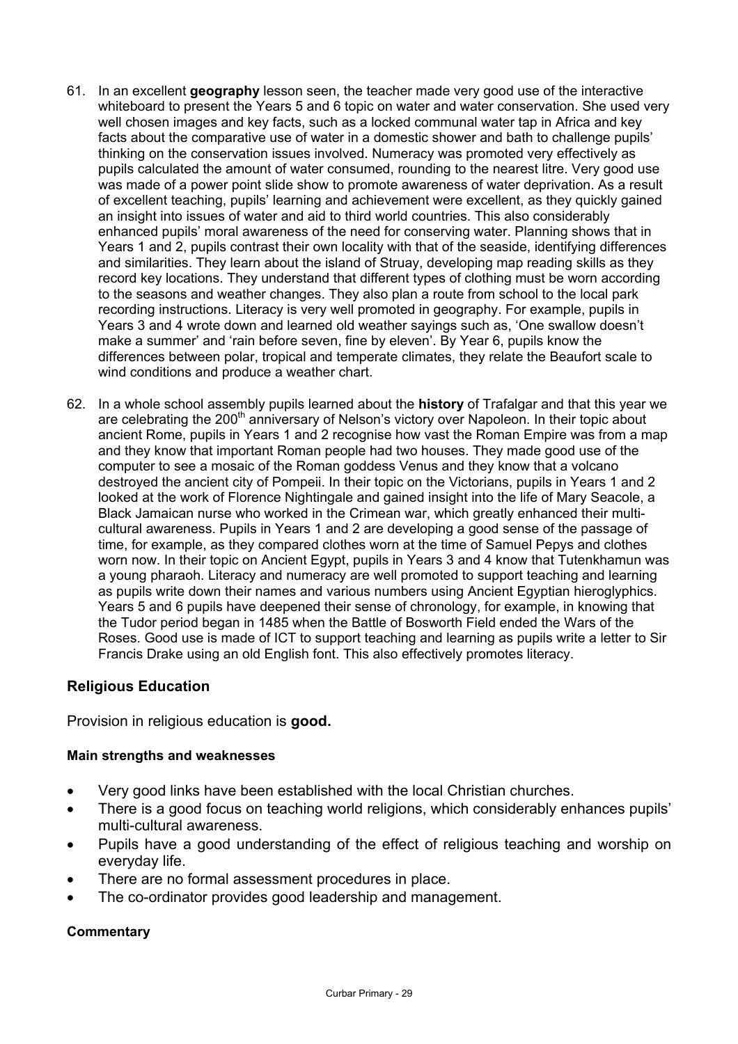61. In an excellent **geography** lesson seen, the teacher made very good use of the interactive whiteboard to present the Years 5 and 6 topic on water and water conservation. She used very well chosen images and key facts, such as a locked communal water tap in Africa and key facts about the comparative use of water in a domestic shower and bath to challenge pupils' thinking on the conservation issues involved. Numeracy was promoted very effectively as pupils calculated the amount of water consumed, rounding to the nearest litre. Very good use was made of a power point slide show to promote awareness of water deprivation. As a result of excellent teaching, pupils' learning and achievement were excellent, as they quickly gained an insight into issues of water and aid to third world countries. This also considerably enhanced pupils' moral awareness of the need for conserving water. Planning shows that in Years 1 and 2, pupils contrast their own locality with that of the seaside, identifying differences and similarities. They learn about the island of Struay, developing map reading skills as they record key locations. They understand that different types of clothing must be worn according to the seasons and weather changes. They also plan a route from school to the local park recording instructions. Literacy is very well promoted in geography. For example, pupils in Years 3 and 4 wrote down and learned old weather sayings such as, 'One swallow doesn't make a summer' and 'rain before seven, fine by eleven'. By Year 6, pupils know the differences between polar, tropical and temperate climates, they relate the Beaufort scale to wind conditions and produce a weather chart.

62. In a whole school assembly pupils learned about the **history** of Trafalgar and that this year we are celebrating the 200th anniversary of Nelson's victory over Napoleon. In their topic about ancient Rome, pupils in Years 1 and 2 recognise how vast the Roman Empire was from a map and they know that important Roman people had two houses. They made good use of the computer to see a mosaic of the Roman goddess Venus and they know that a volcano destroyed the ancient city of Pompeii. In their topic on the Victorians, pupils in Years 1 and 2 looked at the work of Florence Nightingale and gained insight into the life of Mary Seacole, a Black Jamaican nurse who worked in the Crimean war, which greatly enhanced their multi-cultural awareness. Pupils in Years 1 and 2 are developing a good sense of the passage of time, for example, as they compared clothes worn at the time of Samuel Pepys and clothes worn now. In their topic on Ancient Egypt, pupils in Years 3 and 4 know that Tutenkhamun was a young pharaoh. Literacy and numeracy are well promoted to support teaching and learning as pupils write down their names and various numbers using Ancient Egyptian hieroglyphics. Years 5 and 6 pupils have deepened their sense of chronology, for example, in knowing that the Tudor period began in 1485 when the Battle of Bosworth Field ended the Wars of the Roses. Good use is made of ICT to support teaching and learning as pupils write a letter to Sir Francis Drake using an old English font. This also effectively promotes literacy.

## Religious Education

Provision in religious education is **good.**

### Main strengths and weaknesses

- Very good links have been established with the local Christian churches.
- There is a good focus on teaching world religions, which considerably enhances pupils' multi-cultural awareness.
- Pupils have a good understanding of the effect of religious teaching and worship on everyday life.
- There are no formal assessment procedures in place.
- The co-ordinator provides good leadership and management.

### Commentary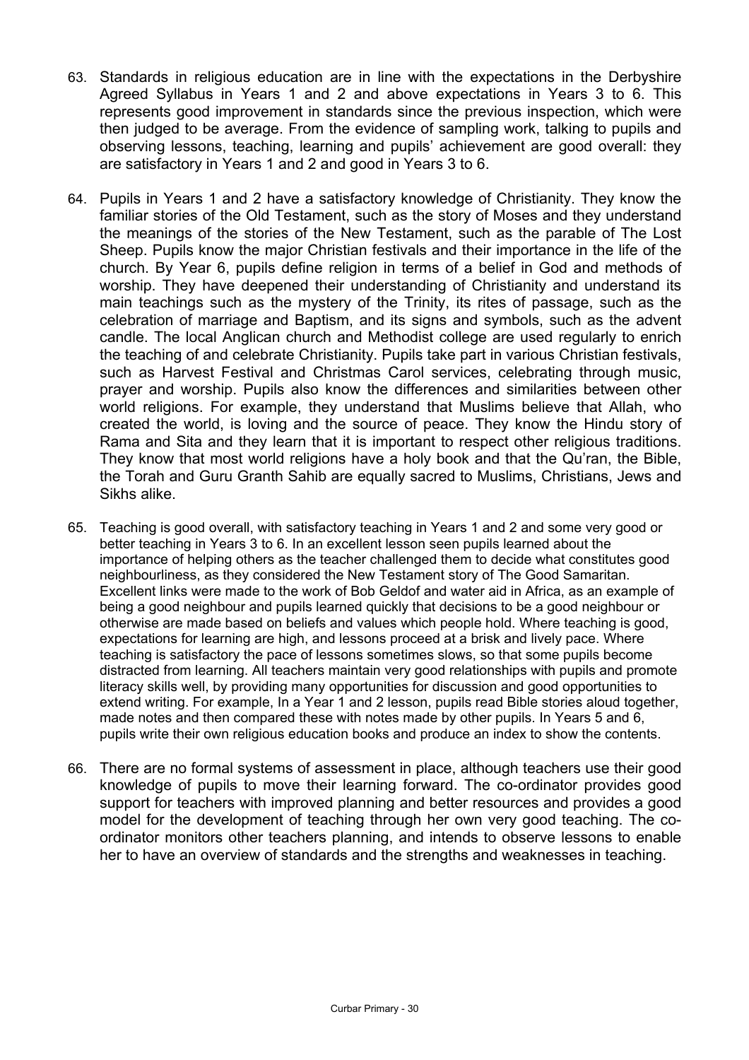63. Standards in religious education are in line with the expectations in the Derbyshire Agreed Syllabus in Years 1 and 2 and above expectations in Years 3 to 6. This represents good improvement in standards since the previous inspection, which were then judged to be average. From the evidence of sampling work, talking to pupils and observing lessons, teaching, learning and pupils' achievement are good overall: they are satisfactory in Years 1 and 2 and good in Years 3 to 6.

64. Pupils in Years 1 and 2 have a satisfactory knowledge of Christianity. They know the familiar stories of the Old Testament, such as the story of Moses and they understand the meanings of the stories of the New Testament, such as the parable of The Lost Sheep. Pupils know the major Christian festivals and their importance in the life of the church. By Year 6, pupils define religion in terms of a belief in God and methods of worship. They have deepened their understanding of Christianity and understand its main teachings such as the mystery of the Trinity, its rites of passage, such as the celebration of marriage and Baptism, and its signs and symbols, such as the advent candle. The local Anglican church and Methodist college are used regularly to enrich the teaching of and celebrate Christianity. Pupils take part in various Christian festivals, such as Harvest Festival and Christmas Carol services, celebrating through music, prayer and worship. Pupils also know the differences and similarities between other world religions. For example, they understand that Muslims believe that Allah, who created the world, is loving and the source of peace. They know the Hindu story of Rama and Sita and they learn that it is important to respect other religious traditions. They know that most world religions have a holy book and that the Qu'ran, the Bible, the Torah and Guru Granth Sahib are equally sacred to Muslims, Christians, Jews and Sikhs alike.

65. Teaching is good overall, with satisfactory teaching in Years 1 and 2 and some very good or better teaching in Years 3 to 6. In an excellent lesson seen pupils learned about the importance of helping others as the teacher challenged them to decide what constitutes good neighbourliness, as they considered the New Testament story of The Good Samaritan. Excellent links were made to the work of Bob Geldof and water aid in Africa, as an example of being a good neighbour and pupils learned quickly that decisions to be a good neighbour or otherwise are made based on beliefs and values which people hold. Where teaching is good, expectations for learning are high, and lessons proceed at a brisk and lively pace. Where teaching is satisfactory the pace of lessons sometimes slows, so that some pupils become distracted from learning. All teachers maintain very good relationships with pupils and promote literacy skills well, by providing many opportunities for discussion and good opportunities to extend writing. For example, In a Year 1 and 2 lesson, pupils read Bible stories aloud together, made notes and then compared these with notes made by other pupils. In Years 5 and 6, pupils write their own religious education books and produce an index to show the contents.

66. There are no formal systems of assessment in place, although teachers use their good knowledge of pupils to move their learning forward. The co-ordinator provides good support for teachers with improved planning and better resources and provides a good model for the development of teaching through her own very good teaching. The co-ordinator monitors other teachers planning, and intends to observe lessons to enable her to have an overview of standards and the strengths and weaknesses in teaching.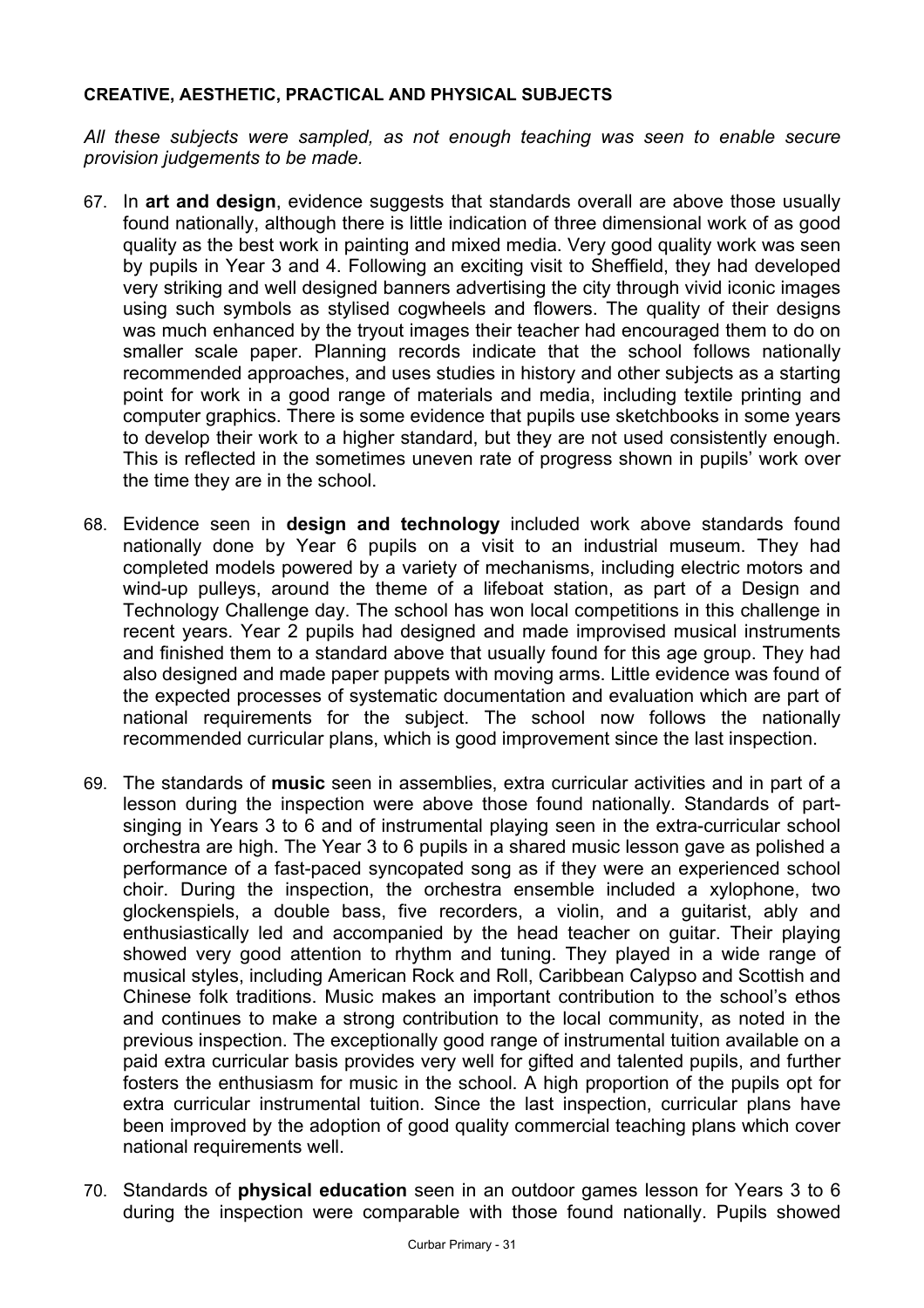**CREATIVE, AESTHETIC, PRACTICAL AND PHYSICAL SUBJECTS**

*All these subjects were sampled, as not enough teaching was seen to enable secure provision judgements to be made.*

67. In **art and design**, evidence suggests that standards overall are above those usually found nationally, although there is little indication of three dimensional work of as good quality as the best work in painting and mixed media. Very good quality work was seen by pupils in Year 3 and 4. Following an exciting visit to Sheffield, they had developed very striking and well designed banners advertising the city through vivid iconic images using such symbols as stylised cogwheels and flowers. The quality of their designs was much enhanced by the tryout images their teacher had encouraged them to do on smaller scale paper. Planning records indicate that the school follows nationally recommended approaches, and uses studies in history and other subjects as a starting point for work in a good range of materials and media, including textile printing and computer graphics. There is some evidence that pupils use sketchbooks in some years to develop their work to a higher standard, but they are not used consistently enough. This is reflected in the sometimes uneven rate of progress shown in pupils' work over the time they are in the school.

68. Evidence seen in **design and technology** included work above standards found nationally done by Year 6 pupils on a visit to an industrial museum. They had completed models powered by a variety of mechanisms, including electric motors and wind-up pulleys, around the theme of a lifeboat station, as part of a Design and Technology Challenge day. The school has won local competitions in this challenge in recent years. Year 2 pupils had designed and made improvised musical instruments and finished them to a standard above that usually found for this age group. They had also designed and made paper puppets with moving arms. Little evidence was found of the expected processes of systematic documentation and evaluation which are part of national requirements for the subject. The school now follows the nationally recommended curricular plans, which is good improvement since the last inspection.

69. The standards of **music** seen in assemblies, extra curricular activities and in part of a lesson during the inspection were above those found nationally. Standards of part-singing in Years 3 to 6 and of instrumental playing seen in the extra-curricular school orchestra are high. The Year 3 to 6 pupils in a shared music lesson gave as polished a performance of a fast-paced syncopated song as if they were an experienced school choir. During the inspection, the orchestra ensemble included a xylophone, two glockenspiels, a double bass, five recorders, a violin, and a guitarist, ably and enthusiastically led and accompanied by the head teacher on guitar. Their playing showed very good attention to rhythm and tuning. They played in a wide range of musical styles, including American Rock and Roll, Caribbean Calypso and Scottish and Chinese folk traditions. Music makes an important contribution to the school's ethos and continues to make a strong contribution to the local community, as noted in the previous inspection. The exceptionally good range of instrumental tuition available on a paid extra curricular basis provides very well for gifted and talented pupils, and further fosters the enthusiasm for music in the school. A high proportion of the pupils opt for extra curricular instrumental tuition. Since the last inspection, curricular plans have been improved by the adoption of good quality commercial teaching plans which cover national requirements well.

70. Standards of **physical education** seen in an outdoor games lesson for Years 3 to 6 during the inspection were comparable with those found nationally. Pupils showed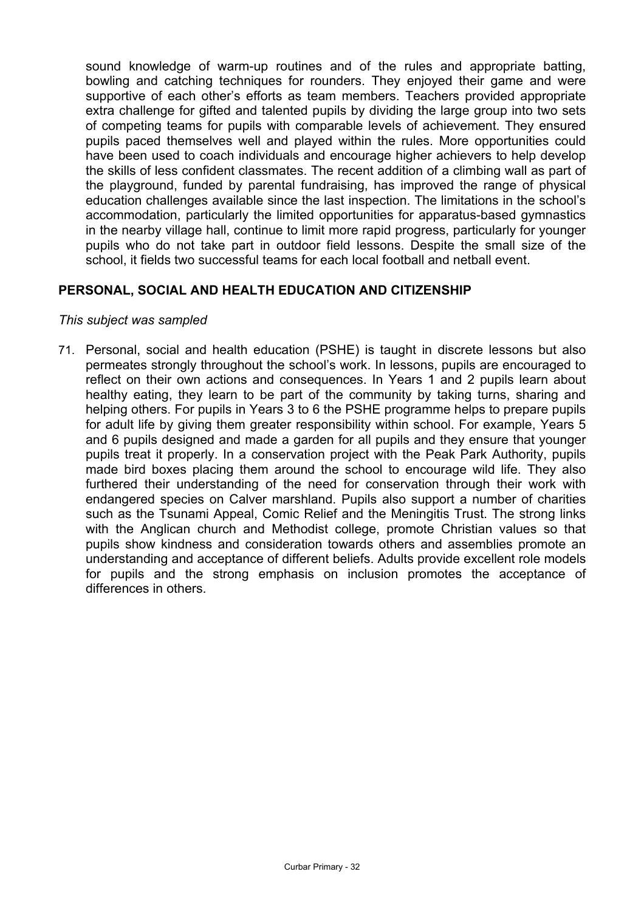sound knowledge of warm-up routines and of the rules and appropriate batting, bowling and catching techniques for rounders. They enjoyed their game and were supportive of each other's efforts as team members. Teachers provided appropriate extra challenge for gifted and talented pupils by dividing the large group into two sets of competing teams for pupils with comparable levels of achievement. They ensured pupils paced themselves well and played within the rules. More opportunities could have been used to coach individuals and encourage higher achievers to help develop the skills of less confident classmates. The recent addition of a climbing wall as part of the playground, funded by parental fundraising, has improved the range of physical education challenges available since the last inspection. The limitations in the school's accommodation, particularly the limited opportunities for apparatus-based gymnastics in the nearby village hall, continue to limit more rapid progress, particularly for younger pupils who do not take part in outdoor field lessons. Despite the small size of the school, it fields two successful teams for each local football and netball event.

## PERSONAL, SOCIAL AND HEALTH EDUCATION AND CITIZENSHIP

*This subject was sampled*

71. Personal, social and health education (PSHE) is taught in discrete lessons but also permeates strongly throughout the school's work. In lessons, pupils are encouraged to reflect on their own actions and consequences. In Years 1 and 2 pupils learn about healthy eating, they learn to be part of the community by taking turns, sharing and helping others. For pupils in Years 3 to 6 the PSHE programme helps to prepare pupils for adult life by giving them greater responsibility within school. For example, Years 5 and 6 pupils designed and made a garden for all pupils and they ensure that younger pupils treat it properly. In a conservation project with the Peak Park Authority, pupils made bird boxes placing them around the school to encourage wild life. They also furthered their understanding of the need for conservation through their work with endangered species on Calver marshland. Pupils also support a number of charities such as the Tsunami Appeal, Comic Relief and the Meningitis Trust. The strong links with the Anglican church and Methodist college, promote Christian values so that pupils show kindness and consideration towards others and assemblies promote an understanding and acceptance of different beliefs. Adults provide excellent role models for pupils and the strong emphasis on inclusion promotes the acceptance of differences in others.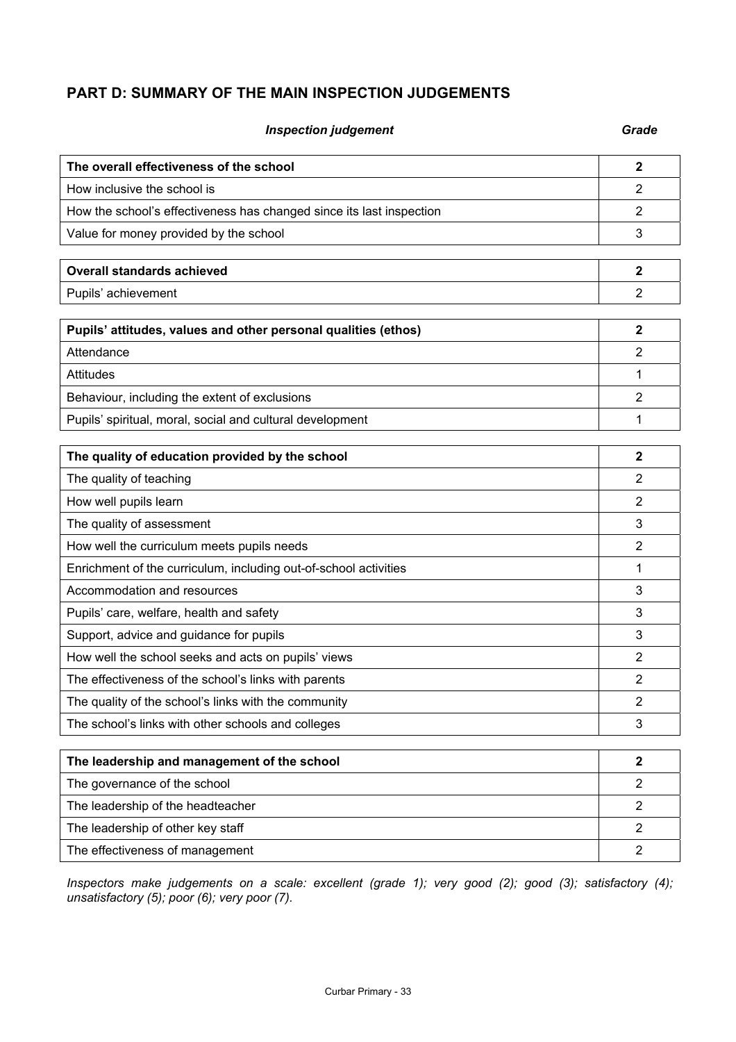## PART D: SUMMARY OF THE MAIN INSPECTION JUDGEMENTS

| *Inspection judgement* | *Grade* |
|---|---|
| **The overall effectiveness of the school** | **2** |
| How inclusive the school is | 2 |
| How the school's effectiveness has changed since its last inspection | 2 |
| Value for money provided by the school | 3 |
| **Overall standards achieved** | **2** |
| Pupils' achievement | 2 |
| **Pupils' attitudes, values and other personal qualities (ethos)** | **2** |
| Attendance | 2 |
| Attitudes | 1 |
| Behaviour, including the extent of exclusions | 2 |
| Pupils' spiritual, moral, social and cultural development | 1 |
| **The quality of education provided by the school** | **2** |
| The quality of teaching | 2 |
| How well pupils learn | 2 |
| The quality of assessment | 3 |
| How well the curriculum meets pupils needs | 2 |
| Enrichment of the curriculum, including out-of-school activities | 1 |
| Accommodation and resources | 3 |
| Pupils' care, welfare, health and safety | 3 |
| Support, advice and guidance for pupils | 3 |
| How well the school seeks and acts on pupils' views | 2 |
| The effectiveness of the school's links with parents | 2 |
| The quality of the school's links with the community | 2 |
| The school's links with other schools and colleges | 3 |
| **The leadership and management of the school** | **2** |
| The governance of the school | 2 |
| The leadership of the headteacher | 2 |
| The leadership of other key staff | 2 |
| The effectiveness of management | 2 |

*Inspectors make judgements on a scale: excellent (grade 1); very good (2); good (3); satisfactory (4); unsatisfactory (5); poor (6); very poor (7).*